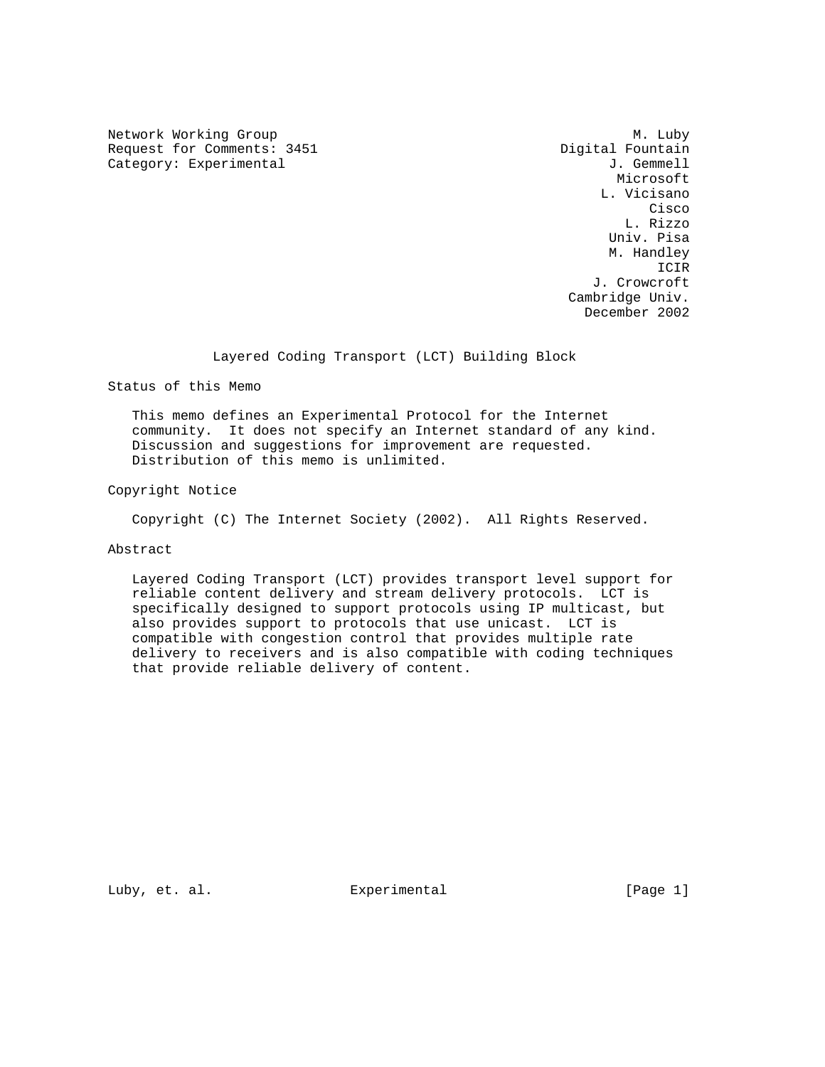Network Working Group — M. Luby, Digital Fountain
Request for Comments: 3451 — J. Gemmell, Microsoft
Category: Experimental — L. Vicisano, Cisco
L. Rizzo, Univ. Pisa
M. Handley, ICIR
J. Crowcroft, Cambridge Univ.
December 2002

# Layered Coding Transport (LCT) Building Block

## Status of this Memo

This memo defines an Experimental Protocol for the Internet community. It does not specify an Internet standard of any kind. Discussion and suggestions for improvement are requested. Distribution of this memo is unlimited.

## Copyright Notice

Copyright (C) The Internet Society (2002). All Rights Reserved.

## Abstract

Layered Coding Transport (LCT) provides transport level support for reliable content delivery and stream delivery protocols. LCT is specifically designed to support protocols using IP multicast, but also provides support to protocols that use unicast. LCT is compatible with congestion control that provides multiple rate delivery to receivers and is also compatible with coding techniques that provide reliable delivery of content.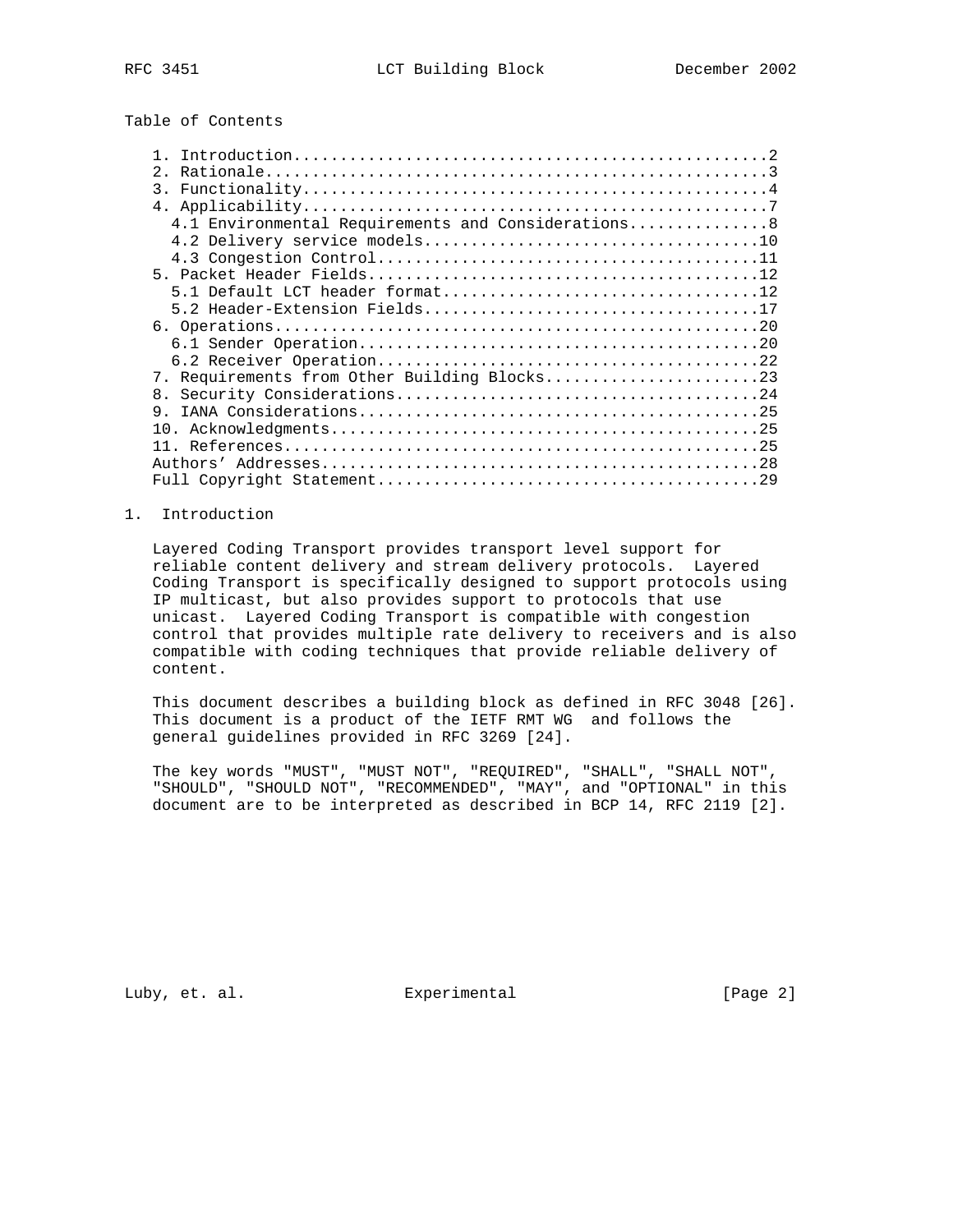Table of Contents

1. Introduction....................................................2
2. Rationale.......................................................3
3. Functionality...................................................4
4. Applicability...................................................7
   4.1 Environmental Requirements and Considerations...............8
   4.2 Delivery service models....................................10
   4.3 Congestion Control.........................................11
5. Packet Header Fields...........................................12
   5.1 Default LCT header format..................................12
   5.2 Header-Extension Fields....................................17
6. Operations.....................................................20
   6.1 Sender Operation...........................................20
   6.2 Receiver Operation.........................................22
7. Requirements from Other Building Blocks........................23
8. Security Considerations........................................24
9. IANA Considerations............................................25
10. Acknowledgments...............................................25
11. References....................................................25
Authors' Addresses................................................28
Full Copyright Statement..........................................29

# 1. Introduction

Layered Coding Transport provides transport level support for reliable content delivery and stream delivery protocols. Layered Coding Transport is specifically designed to support protocols using IP multicast, but also provides support to protocols that use unicast. Layered Coding Transport is compatible with congestion control that provides multiple rate delivery to receivers and is also compatible with coding techniques that provide reliable delivery of content.

This document describes a building block as defined in RFC 3048 [26]. This document is a product of the IETF RMT WG and follows the general guidelines provided in RFC 3269 [24].

The key words "MUST", "MUST NOT", "REQUIRED", "SHALL", "SHALL NOT", "SHOULD", "SHOULD NOT", "RECOMMENDED", "MAY", and "OPTIONAL" in this document are to be interpreted as described in BCP 14, RFC 2119 [2].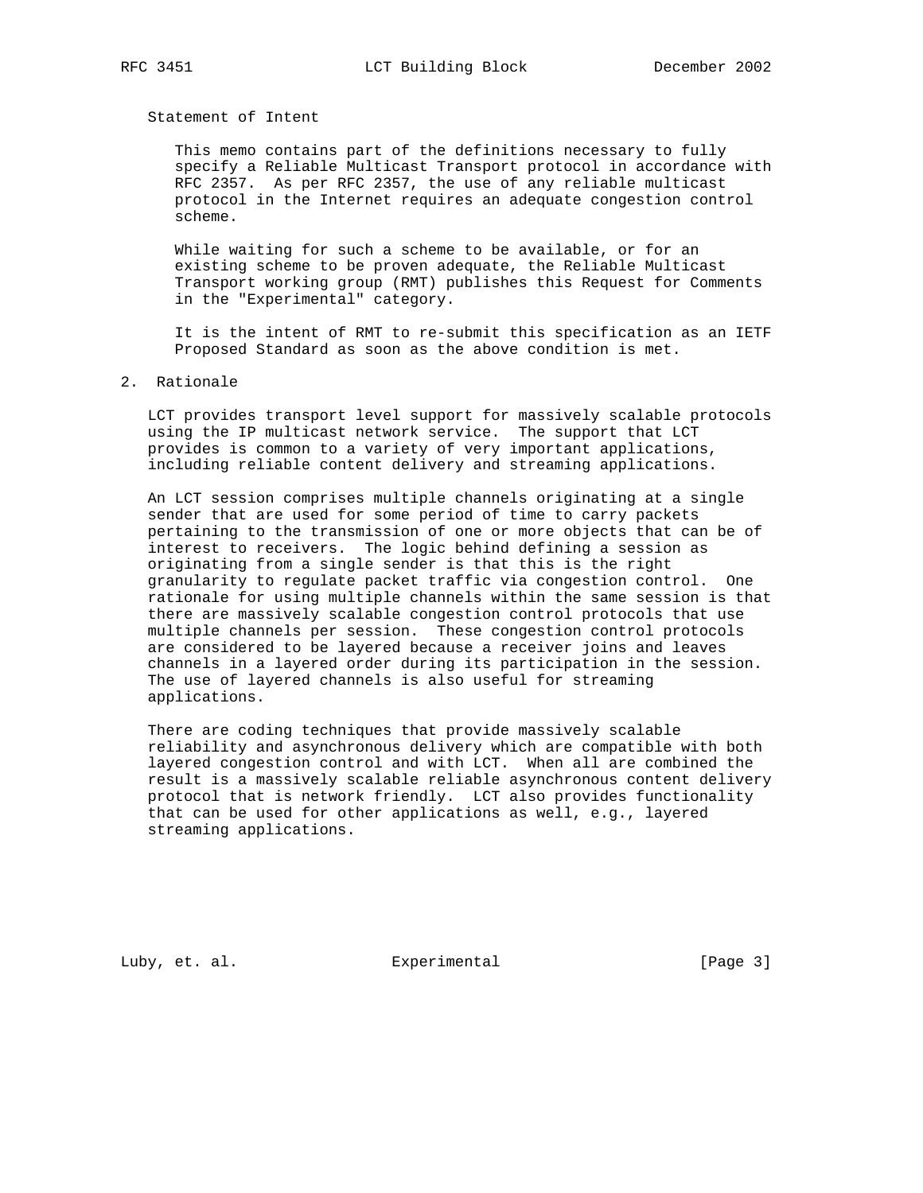Statement of Intent

This memo contains part of the definitions necessary to fully specify a Reliable Multicast Transport protocol in accordance with RFC 2357. As per RFC 2357, the use of any reliable multicast protocol in the Internet requires an adequate congestion control scheme.

While waiting for such a scheme to be available, or for an existing scheme to be proven adequate, the Reliable Multicast Transport working group (RMT) publishes this Request for Comments in the "Experimental" category.

It is the intent of RMT to re-submit this specification as an IETF Proposed Standard as soon as the above condition is met.

## 2. Rationale

LCT provides transport level support for massively scalable protocols using the IP multicast network service. The support that LCT provides is common to a variety of very important applications, including reliable content delivery and streaming applications.

An LCT session comprises multiple channels originating at a single sender that are used for some period of time to carry packets pertaining to the transmission of one or more objects that can be of interest to receivers. The logic behind defining a session as originating from a single sender is that this is the right granularity to regulate packet traffic via congestion control. One rationale for using multiple channels within the same session is that there are massively scalable congestion control protocols that use multiple channels per session. These congestion control protocols are considered to be layered because a receiver joins and leaves channels in a layered order during its participation in the session. The use of layered channels is also useful for streaming applications.

There are coding techniques that provide massively scalable reliability and asynchronous delivery which are compatible with both layered congestion control and with LCT. When all are combined the result is a massively scalable reliable asynchronous content delivery protocol that is network friendly. LCT also provides functionality that can be used for other applications as well, e.g., layered streaming applications.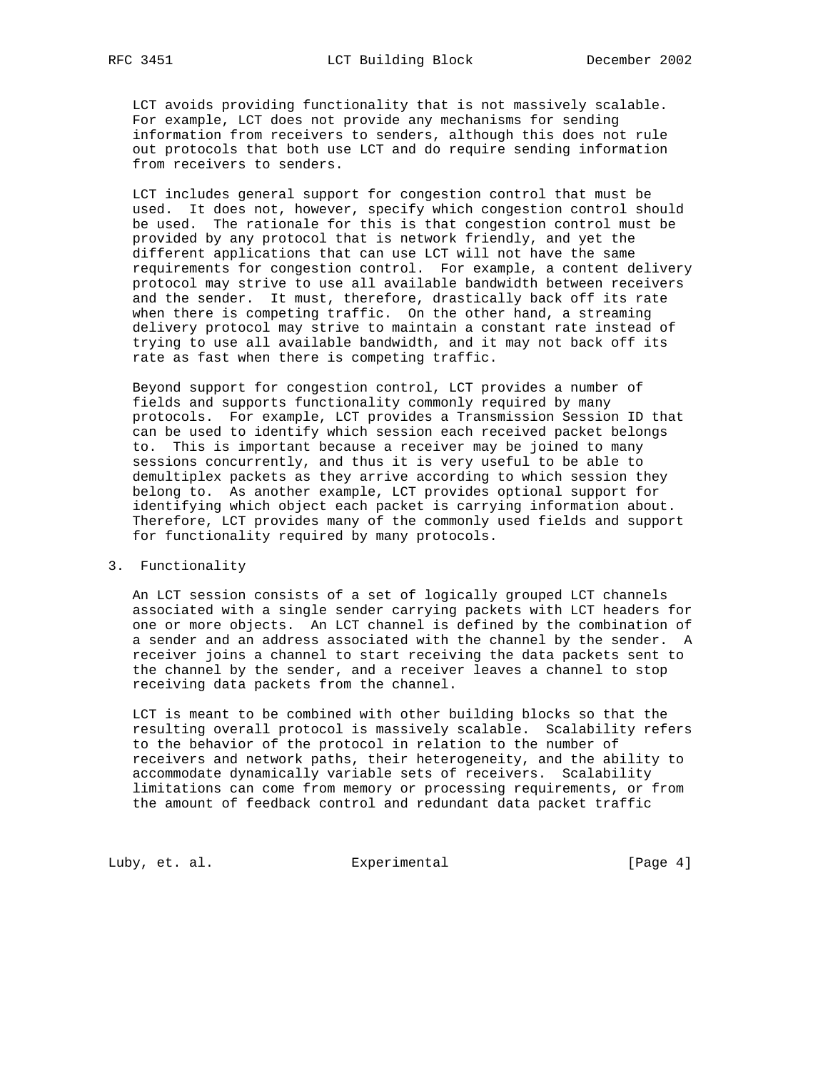LCT avoids providing functionality that is not massively scalable. For example, LCT does not provide any mechanisms for sending information from receivers to senders, although this does not rule out protocols that both use LCT and do require sending information from receivers to senders.

LCT includes general support for congestion control that must be used. It does not, however, specify which congestion control should be used. The rationale for this is that congestion control must be provided by any protocol that is network friendly, and yet the different applications that can use LCT will not have the same requirements for congestion control. For example, a content delivery protocol may strive to use all available bandwidth between receivers and the sender. It must, therefore, drastically back off its rate when there is competing traffic. On the other hand, a streaming delivery protocol may strive to maintain a constant rate instead of trying to use all available bandwidth, and it may not back off its rate as fast when there is competing traffic.

Beyond support for congestion control, LCT provides a number of fields and supports functionality commonly required by many protocols. For example, LCT provides a Transmission Session ID that can be used to identify which session each received packet belongs to. This is important because a receiver may be joined to many sessions concurrently, and thus it is very useful to be able to demultiplex packets as they arrive according to which session they belong to. As another example, LCT provides optional support for identifying which object each packet is carrying information about. Therefore, LCT provides many of the commonly used fields and support for functionality required by many protocols.

## 3. Functionality

An LCT session consists of a set of logically grouped LCT channels associated with a single sender carrying packets with LCT headers for one or more objects. An LCT channel is defined by the combination of a sender and an address associated with the channel by the sender. A receiver joins a channel to start receiving the data packets sent to the channel by the sender, and a receiver leaves a channel to stop receiving data packets from the channel.

LCT is meant to be combined with other building blocks so that the resulting overall protocol is massively scalable. Scalability refers to the behavior of the protocol in relation to the number of receivers and network paths, their heterogeneity, and the ability to accommodate dynamically variable sets of receivers. Scalability limitations can come from memory or processing requirements, or from the amount of feedback control and redundant data packet traffic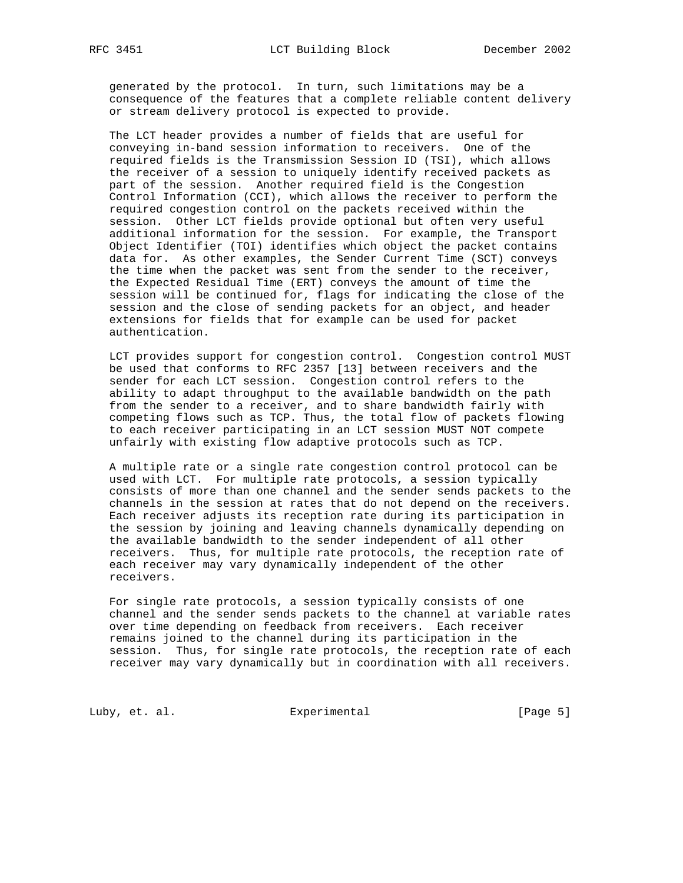generated by the protocol. In turn, such limitations may be a consequence of the features that a complete reliable content delivery or stream delivery protocol is expected to provide.

The LCT header provides a number of fields that are useful for conveying in-band session information to receivers. One of the required fields is the Transmission Session ID (TSI), which allows the receiver of a session to uniquely identify received packets as part of the session. Another required field is the Congestion Control Information (CCI), which allows the receiver to perform the required congestion control on the packets received within the session. Other LCT fields provide optional but often very useful additional information for the session. For example, the Transport Object Identifier (TOI) identifies which object the packet contains data for. As other examples, the Sender Current Time (SCT) conveys the time when the packet was sent from the sender to the receiver, the Expected Residual Time (ERT) conveys the amount of time the session will be continued for, flags for indicating the close of the session and the close of sending packets for an object, and header extensions for fields that for example can be used for packet authentication.

LCT provides support for congestion control. Congestion control MUST be used that conforms to RFC 2357 [13] between receivers and the sender for each LCT session. Congestion control refers to the ability to adapt throughput to the available bandwidth on the path from the sender to a receiver, and to share bandwidth fairly with competing flows such as TCP. Thus, the total flow of packets flowing to each receiver participating in an LCT session MUST NOT compete unfairly with existing flow adaptive protocols such as TCP.

A multiple rate or a single rate congestion control protocol can be used with LCT. For multiple rate protocols, a session typically consists of more than one channel and the sender sends packets to the channels in the session at rates that do not depend on the receivers. Each receiver adjusts its reception rate during its participation in the session by joining and leaving channels dynamically depending on the available bandwidth to the sender independent of all other receivers. Thus, for multiple rate protocols, the reception rate of each receiver may vary dynamically independent of the other receivers.

For single rate protocols, a session typically consists of one channel and the sender sends packets to the channel at variable rates over time depending on feedback from receivers. Each receiver remains joined to the channel during its participation in the session. Thus, for single rate protocols, the reception rate of each receiver may vary dynamically but in coordination with all receivers.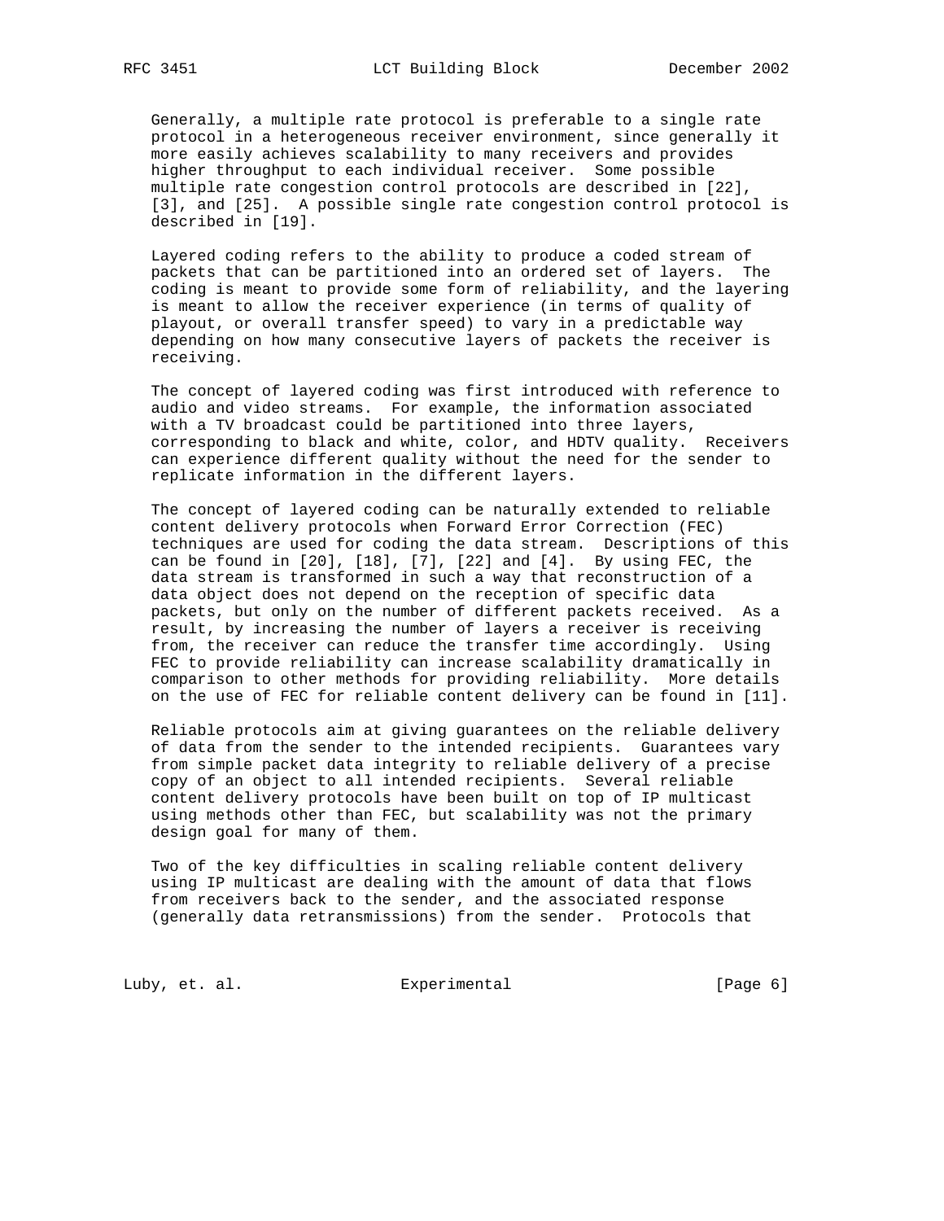Generally, a multiple rate protocol is preferable to a single rate protocol in a heterogeneous receiver environment, since generally it more easily achieves scalability to many receivers and provides higher throughput to each individual receiver. Some possible multiple rate congestion control protocols are described in [22], [3], and [25]. A possible single rate congestion control protocol is described in [19].

Layered coding refers to the ability to produce a coded stream of packets that can be partitioned into an ordered set of layers. The coding is meant to provide some form of reliability, and the layering is meant to allow the receiver experience (in terms of quality of playout, or overall transfer speed) to vary in a predictable way depending on how many consecutive layers of packets the receiver is receiving.

The concept of layered coding was first introduced with reference to audio and video streams. For example, the information associated with a TV broadcast could be partitioned into three layers, corresponding to black and white, color, and HDTV quality. Receivers can experience different quality without the need for the sender to replicate information in the different layers.

The concept of layered coding can be naturally extended to reliable content delivery protocols when Forward Error Correction (FEC) techniques are used for coding the data stream. Descriptions of this can be found in [20], [18], [7], [22] and [4]. By using FEC, the data stream is transformed in such a way that reconstruction of a data object does not depend on the reception of specific data packets, but only on the number of different packets received. As a result, by increasing the number of layers a receiver is receiving from, the receiver can reduce the transfer time accordingly. Using FEC to provide reliability can increase scalability dramatically in comparison to other methods for providing reliability. More details on the use of FEC for reliable content delivery can be found in [11].

Reliable protocols aim at giving guarantees on the reliable delivery of data from the sender to the intended recipients. Guarantees vary from simple packet data integrity to reliable delivery of a precise copy of an object to all intended recipients. Several reliable content delivery protocols have been built on top of IP multicast using methods other than FEC, but scalability was not the primary design goal for many of them.

Two of the key difficulties in scaling reliable content delivery using IP multicast are dealing with the amount of data that flows from receivers back to the sender, and the associated response (generally data retransmissions) from the sender. Protocols that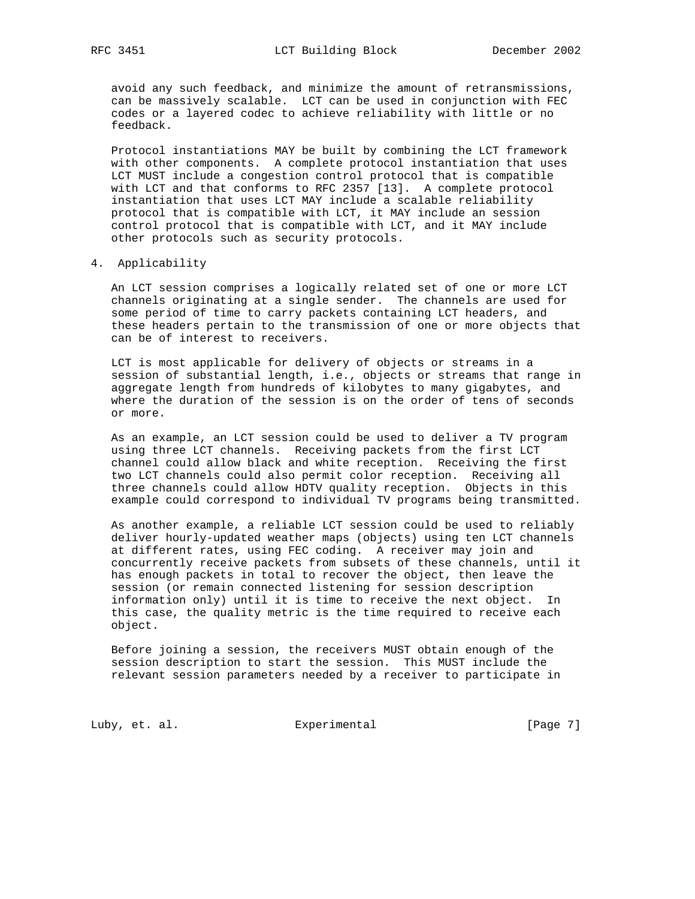avoid any such feedback, and minimize the amount of retransmissions, can be massively scalable. LCT can be used in conjunction with FEC codes or a layered codec to achieve reliability with little or no feedback.

Protocol instantiations MAY be built by combining the LCT framework with other components. A complete protocol instantiation that uses LCT MUST include a congestion control protocol that is compatible with LCT and that conforms to RFC 2357 [13]. A complete protocol instantiation that uses LCT MAY include a scalable reliability protocol that is compatible with LCT, it MAY include an session control protocol that is compatible with LCT, and it MAY include other protocols such as security protocols.

## 4. Applicability

An LCT session comprises a logically related set of one or more LCT channels originating at a single sender. The channels are used for some period of time to carry packets containing LCT headers, and these headers pertain to the transmission of one or more objects that can be of interest to receivers.

LCT is most applicable for delivery of objects or streams in a session of substantial length, i.e., objects or streams that range in aggregate length from hundreds of kilobytes to many gigabytes, and where the duration of the session is on the order of tens of seconds or more.

As an example, an LCT session could be used to deliver a TV program using three LCT channels. Receiving packets from the first LCT channel could allow black and white reception. Receiving the first two LCT channels could also permit color reception. Receiving all three channels could allow HDTV quality reception. Objects in this example could correspond to individual TV programs being transmitted.

As another example, a reliable LCT session could be used to reliably deliver hourly-updated weather maps (objects) using ten LCT channels at different rates, using FEC coding. A receiver may join and concurrently receive packets from subsets of these channels, until it has enough packets in total to recover the object, then leave the session (or remain connected listening for session description information only) until it is time to receive the next object. In this case, the quality metric is the time required to receive each object.

Before joining a session, the receivers MUST obtain enough of the session description to start the session. This MUST include the relevant session parameters needed by a receiver to participate in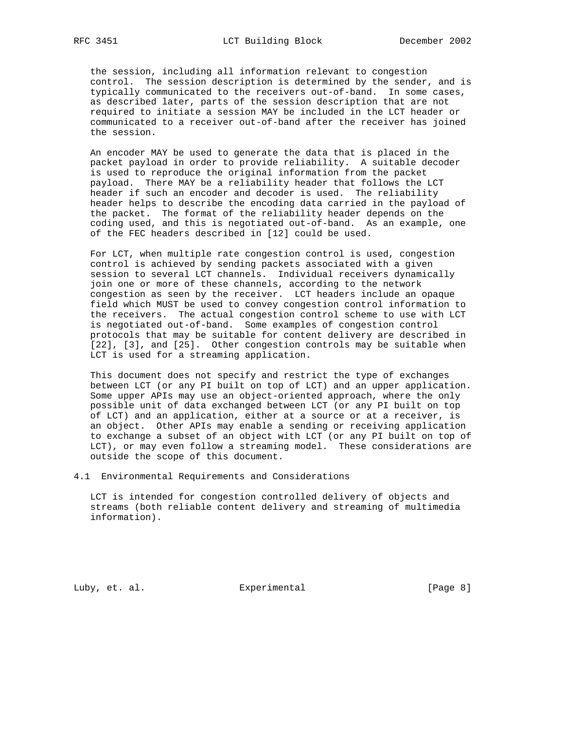the session, including all information relevant to congestion control. The session description is determined by the sender, and is typically communicated to the receivers out-of-band. In some cases, as described later, parts of the session description that are not required to initiate a session MAY be included in the LCT header or communicated to a receiver out-of-band after the receiver has joined the session.

An encoder MAY be used to generate the data that is placed in the packet payload in order to provide reliability. A suitable decoder is used to reproduce the original information from the packet payload. There MAY be a reliability header that follows the LCT header if such an encoder and decoder is used. The reliability header helps to describe the encoding data carried in the payload of the packet. The format of the reliability header depends on the coding used, and this is negotiated out-of-band. As an example, one of the FEC headers described in [12] could be used.

For LCT, when multiple rate congestion control is used, congestion control is achieved by sending packets associated with a given session to several LCT channels. Individual receivers dynamically join one or more of these channels, according to the network congestion as seen by the receiver. LCT headers include an opaque field which MUST be used to convey congestion control information to the receivers. The actual congestion control scheme to use with LCT is negotiated out-of-band. Some examples of congestion control protocols that may be suitable for content delivery are described in [22], [3], and [25]. Other congestion controls may be suitable when LCT is used for a streaming application.

This document does not specify and restrict the type of exchanges between LCT (or any PI built on top of LCT) and an upper application. Some upper APIs may use an object-oriented approach, where the only possible unit of data exchanged between LCT (or any PI built on top of LCT) and an application, either at a source or at a receiver, is an object. Other APIs may enable a sending or receiving application to exchange a subset of an object with LCT (or any PI built on top of LCT), or may even follow a streaming model. These considerations are outside the scope of this document.

## 4.1 Environmental Requirements and Considerations

LCT is intended for congestion controlled delivery of objects and streams (both reliable content delivery and streaming of multimedia information).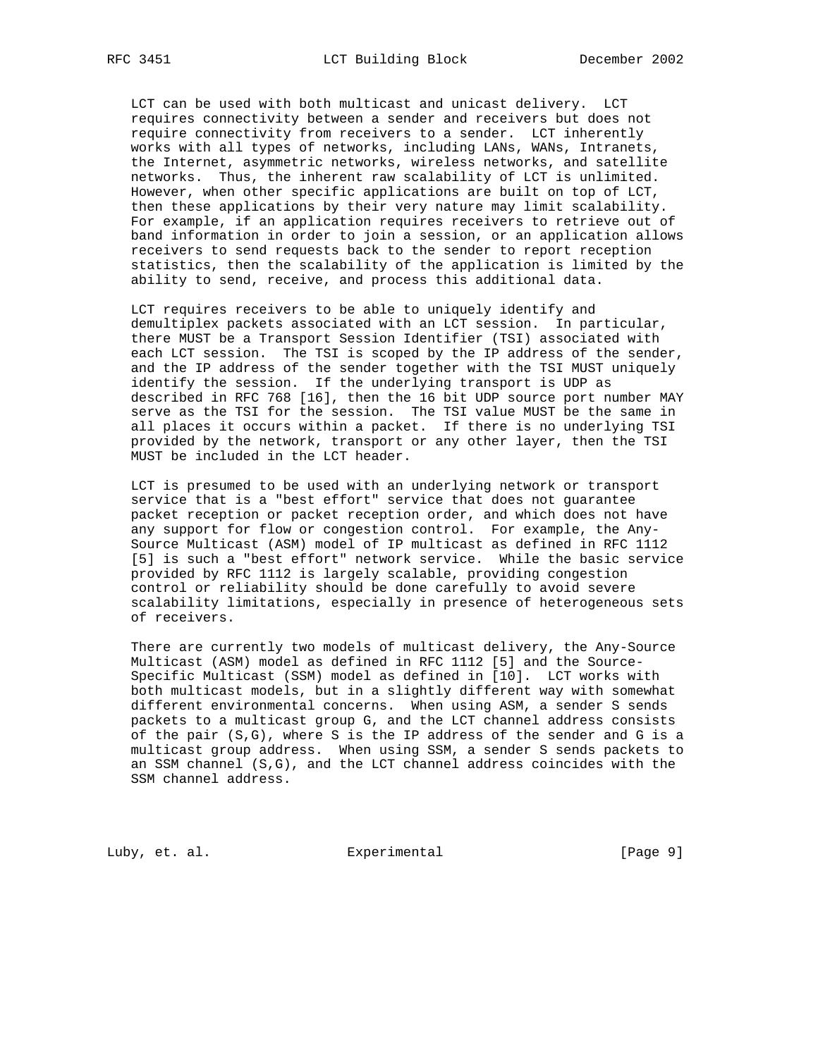LCT can be used with both multicast and unicast delivery. LCT requires connectivity between a sender and receivers but does not require connectivity from receivers to a sender. LCT inherently works with all types of networks, including LANs, WANs, Intranets, the Internet, asymmetric networks, wireless networks, and satellite networks. Thus, the inherent raw scalability of LCT is unlimited. However, when other specific applications are built on top of LCT, then these applications by their very nature may limit scalability. For example, if an application requires receivers to retrieve out of band information in order to join a session, or an application allows receivers to send requests back to the sender to report reception statistics, then the scalability of the application is limited by the ability to send, receive, and process this additional data.

LCT requires receivers to be able to uniquely identify and demultiplex packets associated with an LCT session. In particular, there MUST be a Transport Session Identifier (TSI) associated with each LCT session. The TSI is scoped by the IP address of the sender, and the IP address of the sender together with the TSI MUST uniquely identify the session. If the underlying transport is UDP as described in RFC 768 [16], then the 16 bit UDP source port number MAY serve as the TSI for the session. The TSI value MUST be the same in all places it occurs within a packet. If there is no underlying TSI provided by the network, transport or any other layer, then the TSI MUST be included in the LCT header.

LCT is presumed to be used with an underlying network or transport service that is a "best effort" service that does not guarantee packet reception or packet reception order, and which does not have any support for flow or congestion control. For example, the Any-Source Multicast (ASM) model of IP multicast as defined in RFC 1112 [5] is such a "best effort" network service. While the basic service provided by RFC 1112 is largely scalable, providing congestion control or reliability should be done carefully to avoid severe scalability limitations, especially in presence of heterogeneous sets of receivers.

There are currently two models of multicast delivery, the Any-Source Multicast (ASM) model as defined in RFC 1112 [5] and the Source-Specific Multicast (SSM) model as defined in [10]. LCT works with both multicast models, but in a slightly different way with somewhat different environmental concerns. When using ASM, a sender S sends packets to a multicast group G, and the LCT channel address consists of the pair (S,G), where S is the IP address of the sender and G is a multicast group address. When using SSM, a sender S sends packets to an SSM channel (S,G), and the LCT channel address coincides with the SSM channel address.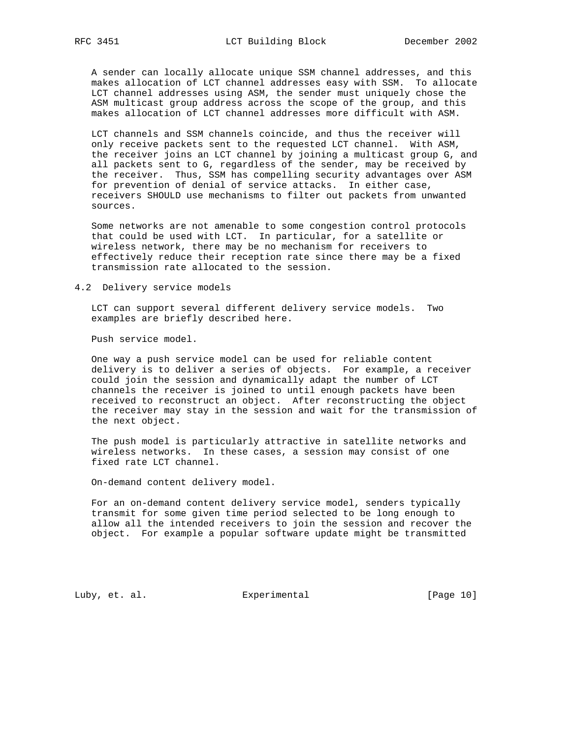A sender can locally allocate unique SSM channel addresses, and this makes allocation of LCT channel addresses easy with SSM. To allocate LCT channel addresses using ASM, the sender must uniquely chose the ASM multicast group address across the scope of the group, and this makes allocation of LCT channel addresses more difficult with ASM.

LCT channels and SSM channels coincide, and thus the receiver will only receive packets sent to the requested LCT channel. With ASM, the receiver joins an LCT channel by joining a multicast group G, and all packets sent to G, regardless of the sender, may be received by the receiver. Thus, SSM has compelling security advantages over ASM for prevention of denial of service attacks. In either case, receivers SHOULD use mechanisms to filter out packets from unwanted sources.

Some networks are not amenable to some congestion control protocols that could be used with LCT. In particular, for a satellite or wireless network, there may be no mechanism for receivers to effectively reduce their reception rate since there may be a fixed transmission rate allocated to the session.

## 4.2 Delivery service models

LCT can support several different delivery service models. Two examples are briefly described here.

Push service model.

One way a push service model can be used for reliable content delivery is to deliver a series of objects. For example, a receiver could join the session and dynamically adapt the number of LCT channels the receiver is joined to until enough packets have been received to reconstruct an object. After reconstructing the object the receiver may stay in the session and wait for the transmission of the next object.

The push model is particularly attractive in satellite networks and wireless networks. In these cases, a session may consist of one fixed rate LCT channel.

On-demand content delivery model.

For an on-demand content delivery service model, senders typically transmit for some given time period selected to be long enough to allow all the intended receivers to join the session and recover the object. For example a popular software update might be transmitted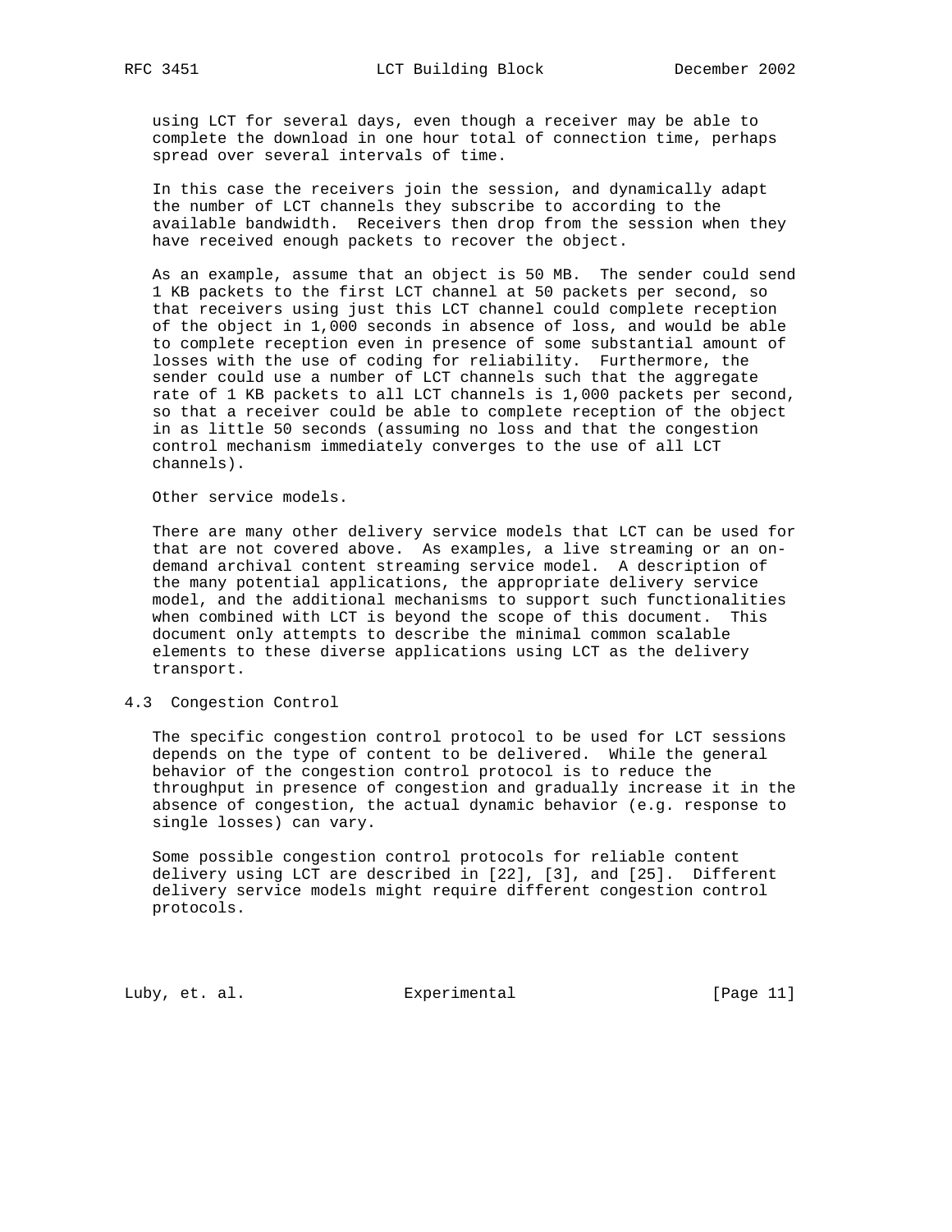using LCT for several days, even though a receiver may be able to complete the download in one hour total of connection time, perhaps spread over several intervals of time.

In this case the receivers join the session, and dynamically adapt the number of LCT channels they subscribe to according to the available bandwidth. Receivers then drop from the session when they have received enough packets to recover the object.

As an example, assume that an object is 50 MB. The sender could send 1 KB packets to the first LCT channel at 50 packets per second, so that receivers using just this LCT channel could complete reception of the object in 1,000 seconds in absence of loss, and would be able to complete reception even in presence of some substantial amount of losses with the use of coding for reliability. Furthermore, the sender could use a number of LCT channels such that the aggregate rate of 1 KB packets to all LCT channels is 1,000 packets per second, so that a receiver could be able to complete reception of the object in as little 50 seconds (assuming no loss and that the congestion control mechanism immediately converges to the use of all LCT channels).

Other service models.

There are many other delivery service models that LCT can be used for that are not covered above. As examples, a live streaming or an on-demand archival content streaming service model. A description of the many potential applications, the appropriate delivery service model, and the additional mechanisms to support such functionalities when combined with LCT is beyond the scope of this document. This document only attempts to describe the minimal common scalable elements to these diverse applications using LCT as the delivery transport.

### 4.3 Congestion Control

The specific congestion control protocol to be used for LCT sessions depends on the type of content to be delivered. While the general behavior of the congestion control protocol is to reduce the throughput in presence of congestion and gradually increase it in the absence of congestion, the actual dynamic behavior (e.g. response to single losses) can vary.

Some possible congestion control protocols for reliable content delivery using LCT are described in [22], [3], and [25]. Different delivery service models might require different congestion control protocols.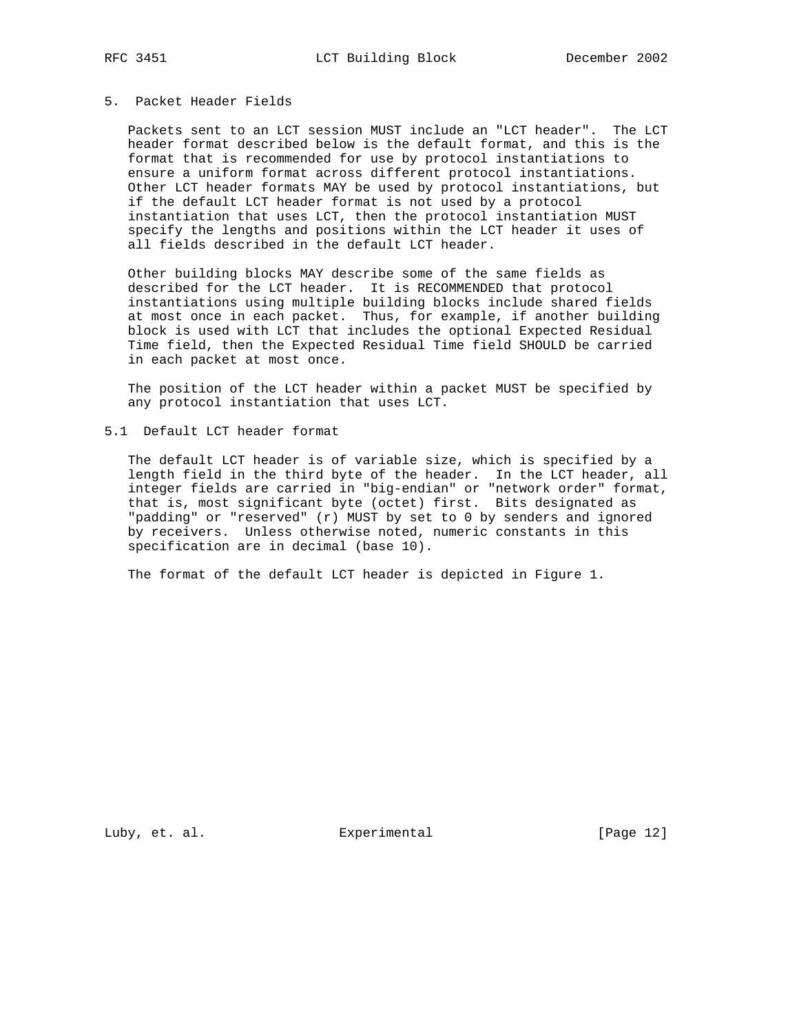## 5. Packet Header Fields

Packets sent to an LCT session MUST include an "LCT header". The LCT header format described below is the default format, and this is the format that is recommended for use by protocol instantiations to ensure a uniform format across different protocol instantiations. Other LCT header formats MAY be used by protocol instantiations, but if the default LCT header format is not used by a protocol instantiation that uses LCT, then the protocol instantiation MUST specify the lengths and positions within the LCT header it uses of all fields described in the default LCT header.

Other building blocks MAY describe some of the same fields as described for the LCT header. It is RECOMMENDED that protocol instantiations using multiple building blocks include shared fields at most once in each packet. Thus, for example, if another building block is used with LCT that includes the optional Expected Residual Time field, then the Expected Residual Time field SHOULD be carried in each packet at most once.

The position of the LCT header within a packet MUST be specified by any protocol instantiation that uses LCT.

### 5.1 Default LCT header format

The default LCT header is of variable size, which is specified by a length field in the third byte of the header. In the LCT header, all integer fields are carried in "big-endian" or "network order" format, that is, most significant byte (octet) first. Bits designated as "padding" or "reserved" (r) MUST by set to 0 by senders and ignored by receivers. Unless otherwise noted, numeric constants in this specification are in decimal (base 10).

The format of the default LCT header is depicted in Figure 1.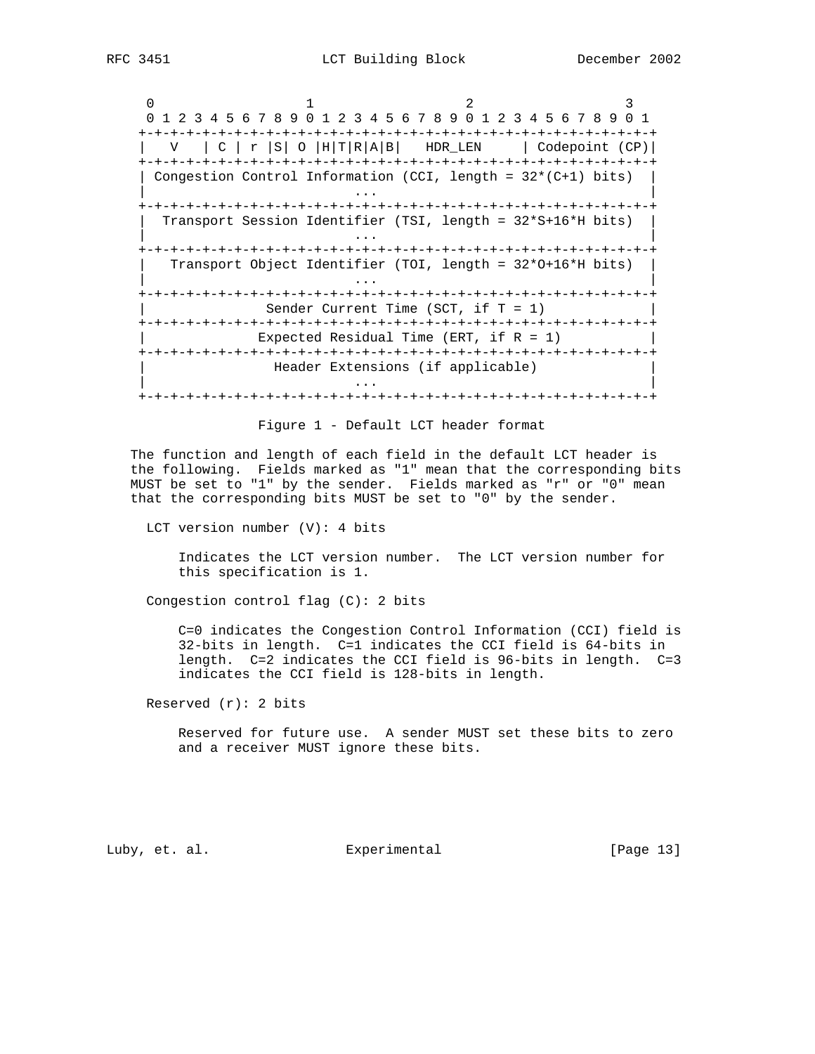```
 0                   1                   2                   3
 0 1 2 3 4 5 6 7 8 9 0 1 2 3 4 5 6 7 8 9 0 1 2 3 4 5 6 7 8 9 0 1
+-+-+-+-+-+-+-+-+-+-+-+-+-+-+-+-+-+-+-+-+-+-+-+-+-+-+-+-+-+-+-+-+
|   V   | C | r |S| O |H|T|R|A|B|   HDR_LEN     | Codepoint (CP)|
+-+-+-+-+-+-+-+-+-+-+-+-+-+-+-+-+-+-+-+-+-+-+-+-+-+-+-+-+-+-+-+-+
| Congestion Control Information (CCI, length = 32*(C+1) bits)  |
|                          ...                                  |
+-+-+-+-+-+-+-+-+-+-+-+-+-+-+-+-+-+-+-+-+-+-+-+-+-+-+-+-+-+-+-+-+
|  Transport Session Identifier (TSI, length = 32*S+16*H bits)  |
|                          ...                                  |
+-+-+-+-+-+-+-+-+-+-+-+-+-+-+-+-+-+-+-+-+-+-+-+-+-+-+-+-+-+-+-+-+
|   Transport Object Identifier (TOI, length = 32*O+16*H bits)  |
|                          ...                                  |
+-+-+-+-+-+-+-+-+-+-+-+-+-+-+-+-+-+-+-+-+-+-+-+-+-+-+-+-+-+-+-+-+
|                Sender Current Time (SCT, if T = 1)            |
+-+-+-+-+-+-+-+-+-+-+-+-+-+-+-+-+-+-+-+-+-+-+-+-+-+-+-+-+-+-+-+-+
|              Expected Residual Time (ERT, if R = 1)           |
+-+-+-+-+-+-+-+-+-+-+-+-+-+-+-+-+-+-+-+-+-+-+-+-+-+-+-+-+-+-+-+-+
|                Header Extensions (if applicable)              |
|                          ...                                  |
+-+-+-+-+-+-+-+-+-+-+-+-+-+-+-+-+-+-+-+-+-+-+-+-+-+-+-+-+-+-+-+-+
```

Figure 1 - Default LCT header format

The function and length of each field in the default LCT header is the following. Fields marked as "1" mean that the corresponding bits MUST be set to "1" by the sender. Fields marked as "r" or "0" mean that the corresponding bits MUST be set to "0" by the sender.

LCT version number (V): 4 bits

Indicates the LCT version number. The LCT version number for this specification is 1.

Congestion control flag (C): 2 bits

C=0 indicates the Congestion Control Information (CCI) field is 32-bits in length. C=1 indicates the CCI field is 64-bits in length. C=2 indicates the CCI field is 96-bits in length. C=3 indicates the CCI field is 128-bits in length.

Reserved (r): 2 bits

Reserved for future use. A sender MUST set these bits to zero and a receiver MUST ignore these bits.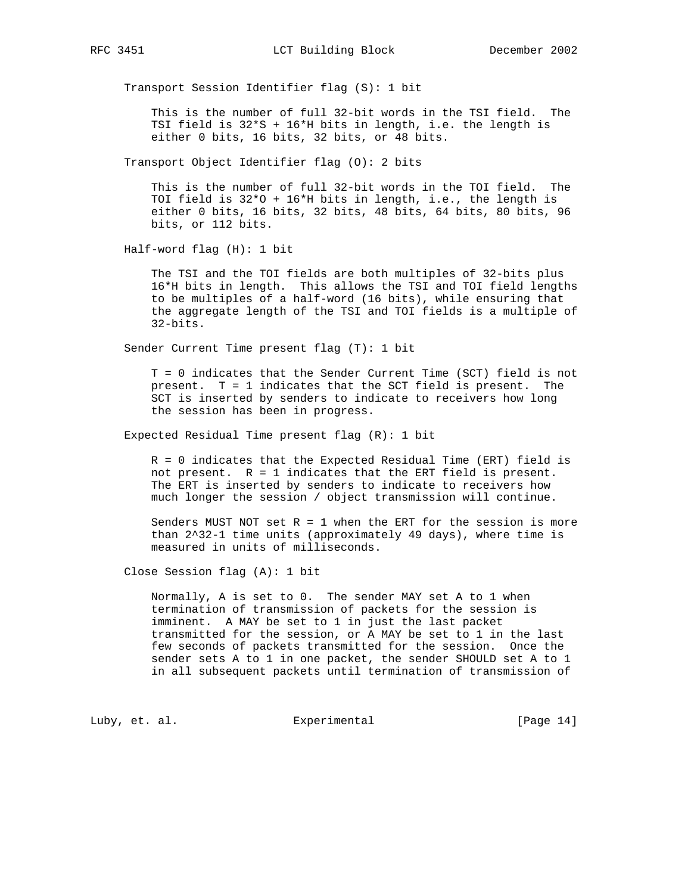Transport Session Identifier flag (S): 1 bit

This is the number of full 32-bit words in the TSI field. The TSI field is $32*S + 16*H$ bits in length, i.e. the length is either 0 bits, 16 bits, 32 bits, or 48 bits.

Transport Object Identifier flag (O): 2 bits

This is the number of full 32-bit words in the TOI field. The TOI field is $32*O + 16*H$ bits in length, i.e., the length is either 0 bits, 16 bits, 32 bits, 48 bits, 64 bits, 80 bits, 96 bits, or 112 bits.

Half-word flag (H): 1 bit

The TSI and the TOI fields are both multiples of 32-bits plus $16*H$ bits in length. This allows the TSI and TOI field lengths to be multiples of a half-word (16 bits), while ensuring that the aggregate length of the TSI and TOI fields is a multiple of 32-bits.

Sender Current Time present flag (T): 1 bit

T = 0 indicates that the Sender Current Time (SCT) field is not present. T = 1 indicates that the SCT field is present. The SCT is inserted by senders to indicate to receivers how long the session has been in progress.

Expected Residual Time present flag (R): 1 bit

R = 0 indicates that the Expected Residual Time (ERT) field is not present. R = 1 indicates that the ERT field is present. The ERT is inserted by senders to indicate to receivers how much longer the session / object transmission will continue.

Senders MUST NOT set R = 1 when the ERT for the session is more than $2^{32}-1$ time units (approximately 49 days), where time is measured in units of milliseconds.

Close Session flag (A): 1 bit

Normally, A is set to 0. The sender MAY set A to 1 when termination of transmission of packets for the session is imminent. A MAY be set to 1 in just the last packet transmitted for the session, or A MAY be set to 1 in the last few seconds of packets transmitted for the session. Once the sender sets A to 1 in one packet, the sender SHOULD set A to 1 in all subsequent packets until termination of transmission of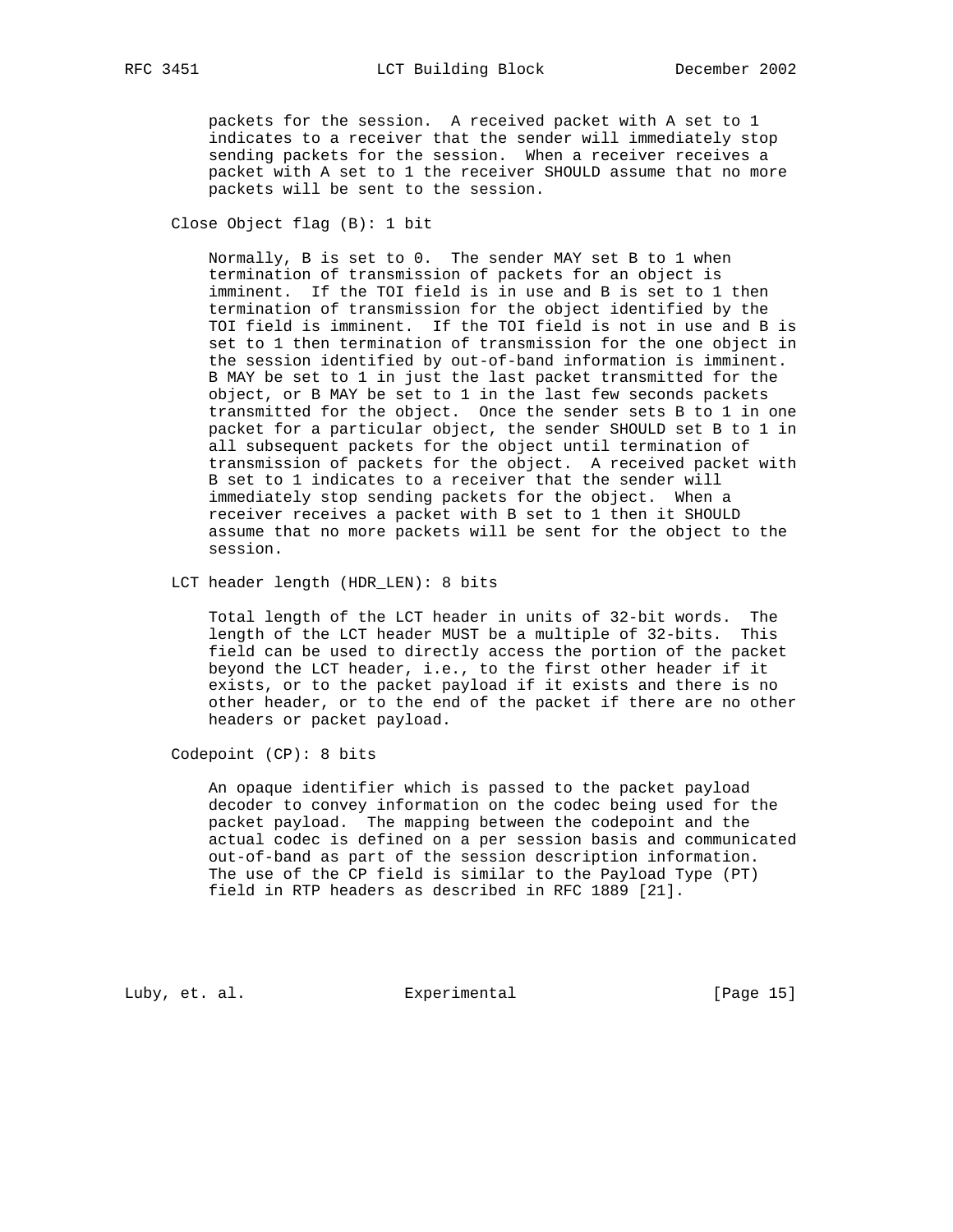packets for the session. A received packet with A set to 1 indicates to a receiver that the sender will immediately stop sending packets for the session. When a receiver receives a packet with A set to 1 the receiver SHOULD assume that no more packets will be sent to the session.

Close Object flag (B): 1 bit

Normally, B is set to 0. The sender MAY set B to 1 when termination of transmission of packets for an object is imminent. If the TOI field is in use and B is set to 1 then termination of transmission for the object identified by the TOI field is imminent. If the TOI field is not in use and B is set to 1 then termination of transmission for the one object in the session identified by out-of-band information is imminent. B MAY be set to 1 in just the last packet transmitted for the object, or B MAY be set to 1 in the last few seconds packets transmitted for the object. Once the sender sets B to 1 in one packet for a particular object, the sender SHOULD set B to 1 in all subsequent packets for the object until termination of transmission of packets for the object. A received packet with B set to 1 indicates to a receiver that the sender will immediately stop sending packets for the object. When a receiver receives a packet with B set to 1 then it SHOULD assume that no more packets will be sent for the object to the session.

LCT header length (HDR_LEN): 8 bits

Total length of the LCT header in units of 32-bit words. The length of the LCT header MUST be a multiple of 32-bits. This field can be used to directly access the portion of the packet beyond the LCT header, i.e., to the first other header if it exists, or to the packet payload if it exists and there is no other header, or to the end of the packet if there are no other headers or packet payload.

Codepoint (CP): 8 bits

An opaque identifier which is passed to the packet payload decoder to convey information on the codec being used for the packet payload. The mapping between the codepoint and the actual codec is defined on a per session basis and communicated out-of-band as part of the session description information. The use of the CP field is similar to the Payload Type (PT) field in RTP headers as described in RFC 1889 [21].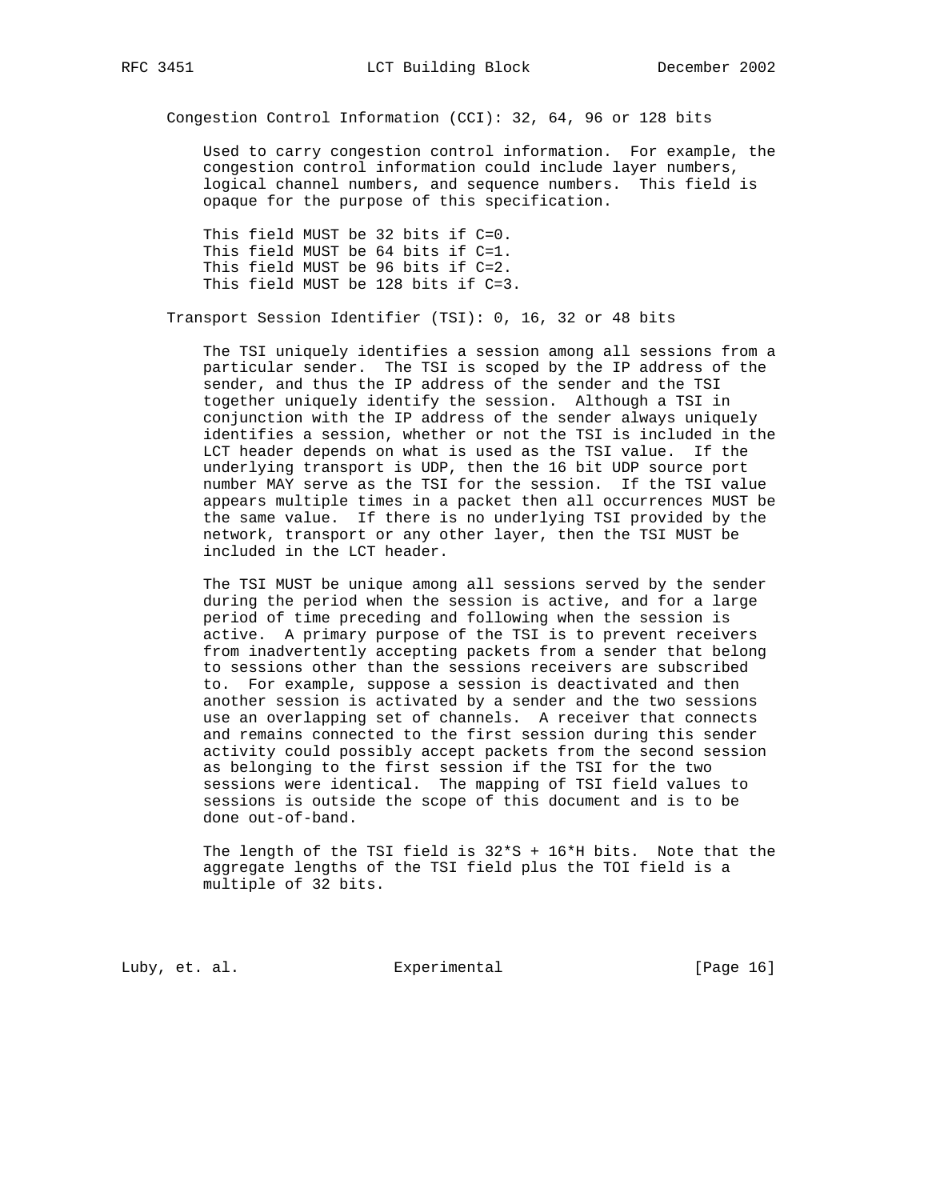Congestion Control Information (CCI): 32, 64, 96 or 128 bits

Used to carry congestion control information. For example, the congestion control information could include layer numbers, logical channel numbers, and sequence numbers. This field is opaque for the purpose of this specification.

This field MUST be 32 bits if C=0.
This field MUST be 64 bits if C=1.
This field MUST be 96 bits if C=2.
This field MUST be 128 bits if C=3.

Transport Session Identifier (TSI): 0, 16, 32 or 48 bits

The TSI uniquely identifies a session among all sessions from a particular sender. The TSI is scoped by the IP address of the sender, and thus the IP address of the sender and the TSI together uniquely identify the session. Although a TSI in conjunction with the IP address of the sender always uniquely identifies a session, whether or not the TSI is included in the LCT header depends on what is used as the TSI value. If the underlying transport is UDP, then the 16 bit UDP source port number MAY serve as the TSI for the session. If the TSI value appears multiple times in a packet then all occurrences MUST be the same value. If there is no underlying TSI provided by the network, transport or any other layer, then the TSI MUST be included in the LCT header.

The TSI MUST be unique among all sessions served by the sender during the period when the session is active, and for a large period of time preceding and following when the session is active. A primary purpose of the TSI is to prevent receivers from inadvertently accepting packets from a sender that belong to sessions other than the sessions receivers are subscribed to. For example, suppose a session is deactivated and then another session is activated by a sender and the two sessions use an overlapping set of channels. A receiver that connects and remains connected to the first session during this sender activity could possibly accept packets from the second session as belonging to the first session if the TSI for the two sessions were identical. The mapping of TSI field values to sessions is outside the scope of this document and is to be done out-of-band.

The length of the TSI field is 32*S + 16*H bits. Note that the aggregate lengths of the TSI field plus the TOI field is a multiple of 32 bits.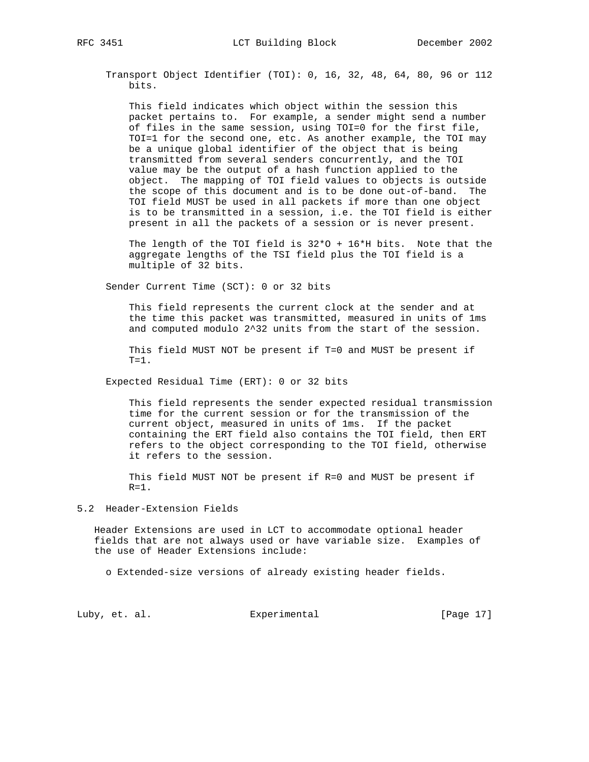Transport Object Identifier (TOI): 0, 16, 32, 48, 64, 80, 96 or 112 bits.

This field indicates which object within the session this packet pertains to. For example, a sender might send a number of files in the same session, using TOI=0 for the first file, TOI=1 for the second one, etc. As another example, the TOI may be a unique global identifier of the object that is being transmitted from several senders concurrently, and the TOI value may be the output of a hash function applied to the object. The mapping of TOI field values to objects is outside the scope of this document and is to be done out-of-band. The TOI field MUST be used in all packets if more than one object is to be transmitted in a session, i.e. the TOI field is either present in all the packets of a session or is never present.

The length of the TOI field is $32*O + 16*H$ bits. Note that the aggregate lengths of the TSI field plus the TOI field is a multiple of 32 bits.

Sender Current Time (SCT): 0 or 32 bits

This field represents the current clock at the sender and at the time this packet was transmitted, measured in units of 1ms and computed modulo $2^{32}$ units from the start of the session.

This field MUST NOT be present if T=0 and MUST be present if T=1.

Expected Residual Time (ERT): 0 or 32 bits

This field represents the sender expected residual transmission time for the current session or for the transmission of the current object, measured in units of 1ms. If the packet containing the ERT field also contains the TOI field, then ERT refers to the object corresponding to the TOI field, otherwise it refers to the session.

This field MUST NOT be present if R=0 and MUST be present if R=1.

## 5.2 Header-Extension Fields

Header Extensions are used in LCT to accommodate optional header fields that are not always used or have variable size. Examples of the use of Header Extensions include:

- Extended-size versions of already existing header fields.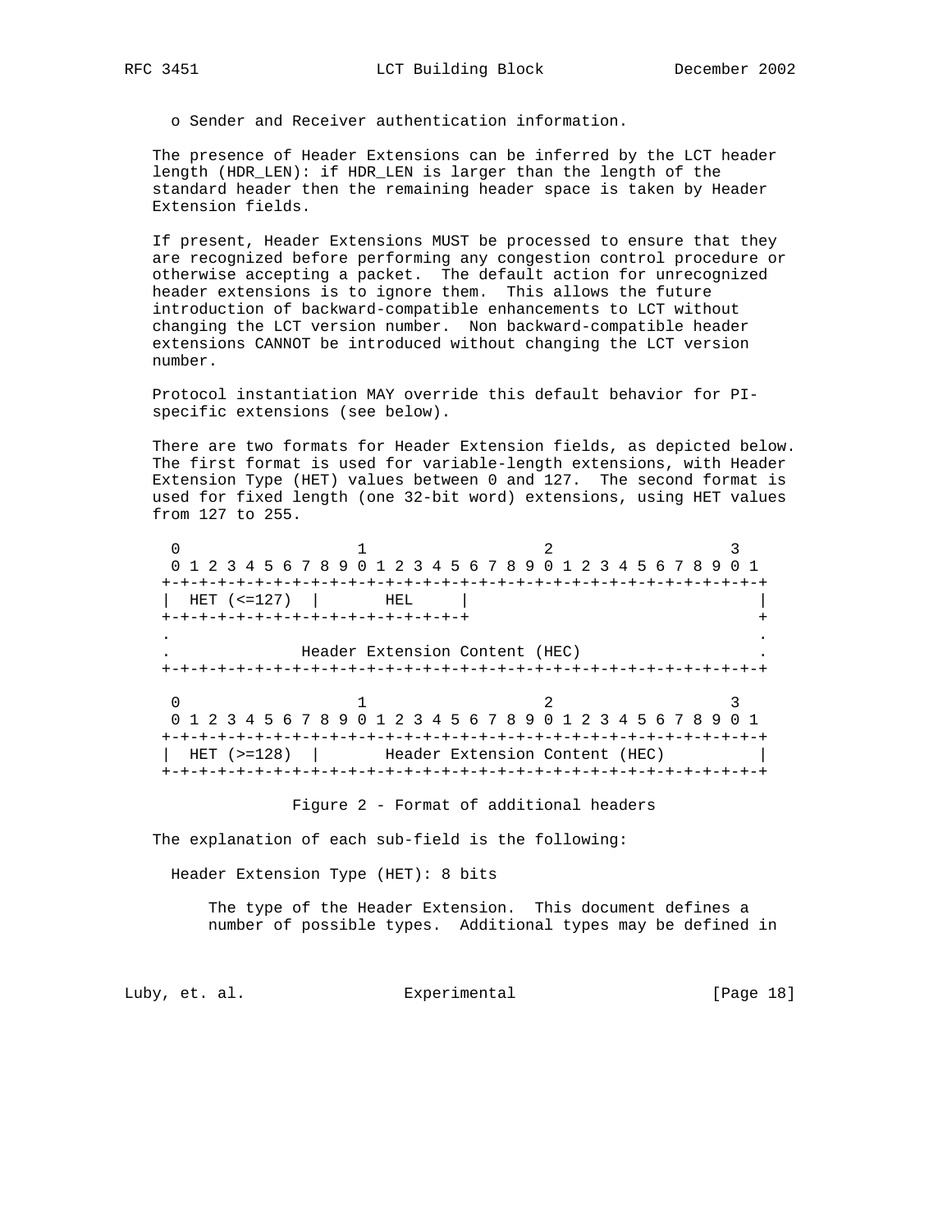o Sender and Receiver authentication information.

The presence of Header Extensions can be inferred by the LCT header length (HDR_LEN): if HDR_LEN is larger than the length of the standard header then the remaining header space is taken by Header Extension fields.

If present, Header Extensions MUST be processed to ensure that they are recognized before performing any congestion control procedure or otherwise accepting a packet. The default action for unrecognized header extensions is to ignore them. This allows the future introduction of backward-compatible enhancements to LCT without changing the LCT version number. Non backward-compatible header extensions CANNOT be introduced without changing the LCT version number.

Protocol instantiation MAY override this default behavior for PI-specific extensions (see below).

There are two formats for Header Extension fields, as depicted below. The first format is used for variable-length extensions, with Header Extension Type (HET) values between 0 and 127. The second format is used for fixed length (one 32-bit word) extensions, using HET values from 127 to 255.

```
 0                   1                   2                   3
 0 1 2 3 4 5 6 7 8 9 0 1 2 3 4 5 6 7 8 9 0 1 2 3 4 5 6 7 8 9 0 1
+-+-+-+-+-+-+-+-+-+-+-+-+-+-+-+-+-+-+-+-+-+-+-+-+-+-+-+-+-+-+-+-+
|  HET (<=127)  |       HEL     |                               |
+-+-+-+-+-+-+-+-+-+-+-+-+-+-+-+-+                               +
.                                                               .
.              Header Extension Content (HEC)                   .
+-+-+-+-+-+-+-+-+-+-+-+-+-+-+-+-+-+-+-+-+-+-+-+-+-+-+-+-+-+-+-+-+

 0                   1                   2                   3
 0 1 2 3 4 5 6 7 8 9 0 1 2 3 4 5 6 7 8 9 0 1 2 3 4 5 6 7 8 9 0 1
+-+-+-+-+-+-+-+-+-+-+-+-+-+-+-+-+-+-+-+-+-+-+-+-+-+-+-+-+-+-+-+-+
|  HET (>=128)  |       Header Extension Content (HEC)          |
+-+-+-+-+-+-+-+-+-+-+-+-+-+-+-+-+-+-+-+-+-+-+-+-+-+-+-+-+-+-+-+-+
```

Figure 2 - Format of additional headers

The explanation of each sub-field is the following:

Header Extension Type (HET): 8 bits

The type of the Header Extension. This document defines a number of possible types. Additional types may be defined in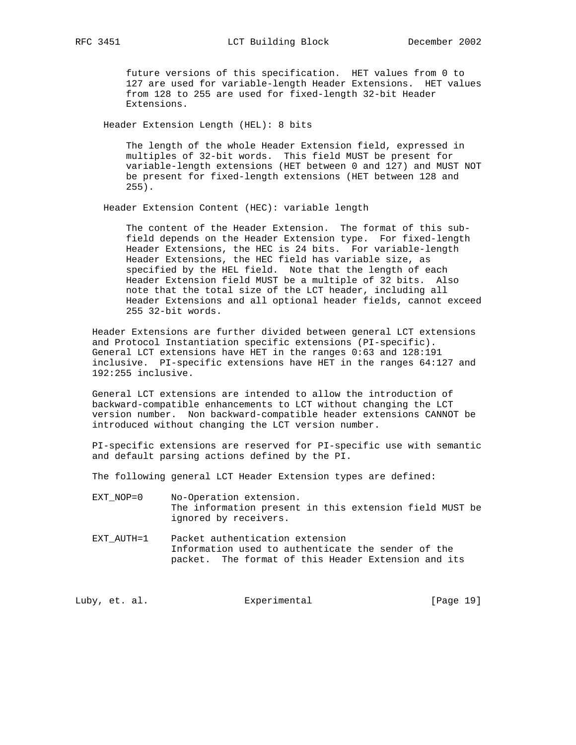future versions of this specification. HET values from 0 to 127 are used for variable-length Header Extensions. HET values from 128 to 255 are used for fixed-length 32-bit Header Extensions.

Header Extension Length (HEL): 8 bits

The length of the whole Header Extension field, expressed in multiples of 32-bit words. This field MUST be present for variable-length extensions (HET between 0 and 127) and MUST NOT be present for fixed-length extensions (HET between 128 and 255).

Header Extension Content (HEC): variable length

The content of the Header Extension. The format of this sub-field depends on the Header Extension type. For fixed-length Header Extensions, the HEC is 24 bits. For variable-length Header Extensions, the HEC field has variable size, as specified by the HEL field. Note that the length of each Header Extension field MUST be a multiple of 32 bits. Also note that the total size of the LCT header, including all Header Extensions and all optional header fields, cannot exceed 255 32-bit words.

Header Extensions are further divided between general LCT extensions and Protocol Instantiation specific extensions (PI-specific). General LCT extensions have HET in the ranges 0:63 and 128:191 inclusive. PI-specific extensions have HET in the ranges 64:127 and 192:255 inclusive.

General LCT extensions are intended to allow the introduction of backward-compatible enhancements to LCT without changing the LCT version number. Non backward-compatible header extensions CANNOT be introduced without changing the LCT version number.

PI-specific extensions are reserved for PI-specific use with semantic and default parsing actions defined by the PI.

The following general LCT Header Extension types are defined:

EXT_NOP=0 No-Operation extension. The information present in this extension field MUST be ignored by receivers.

EXT_AUTH=1 Packet authentication extension Information used to authenticate the sender of the packet. The format of this Header Extension and its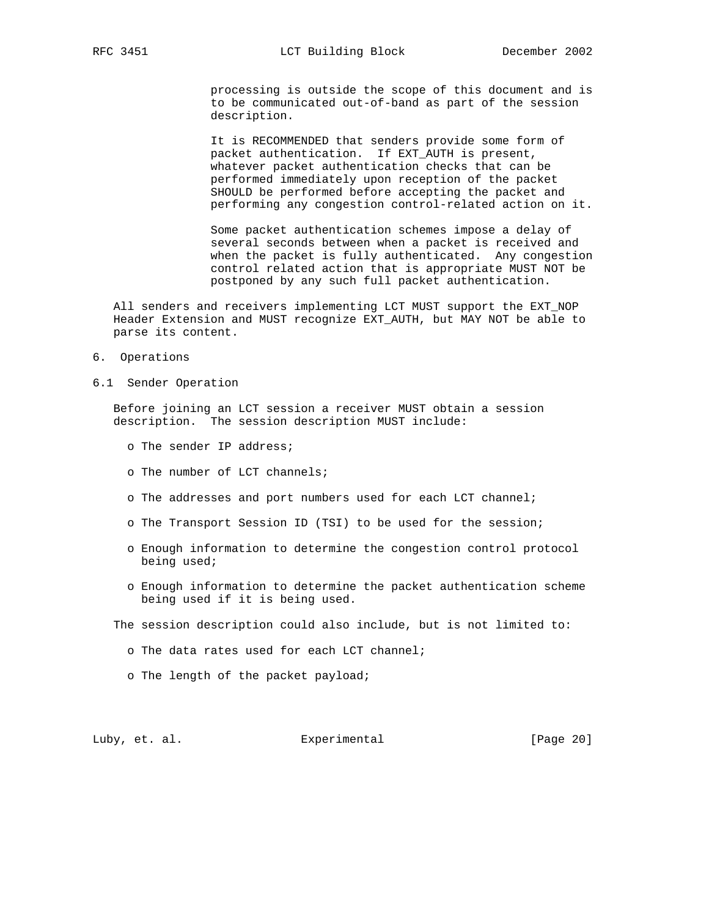processing is outside the scope of this document and is to be communicated out-of-band as part of the session description.

It is RECOMMENDED that senders provide some form of packet authentication. If EXT_AUTH is present, whatever packet authentication checks that can be performed immediately upon reception of the packet SHOULD be performed before accepting the packet and performing any congestion control-related action on it.

Some packet authentication schemes impose a delay of several seconds between when a packet is received and when the packet is fully authenticated. Any congestion control related action that is appropriate MUST NOT be postponed by any such full packet authentication.

All senders and receivers implementing LCT MUST support the EXT_NOP Header Extension and MUST recognize EXT_AUTH, but MAY NOT be able to parse its content.

## 6. Operations

### 6.1 Sender Operation

Before joining an LCT session a receiver MUST obtain a session description. The session description MUST include:

- The sender IP address;
- The number of LCT channels;
- The addresses and port numbers used for each LCT channel;
- The Transport Session ID (TSI) to be used for the session;
- Enough information to determine the congestion control protocol being used;
- Enough information to determine the packet authentication scheme being used if it is being used.

The session description could also include, but is not limited to:

- The data rates used for each LCT channel;
- The length of the packet payload;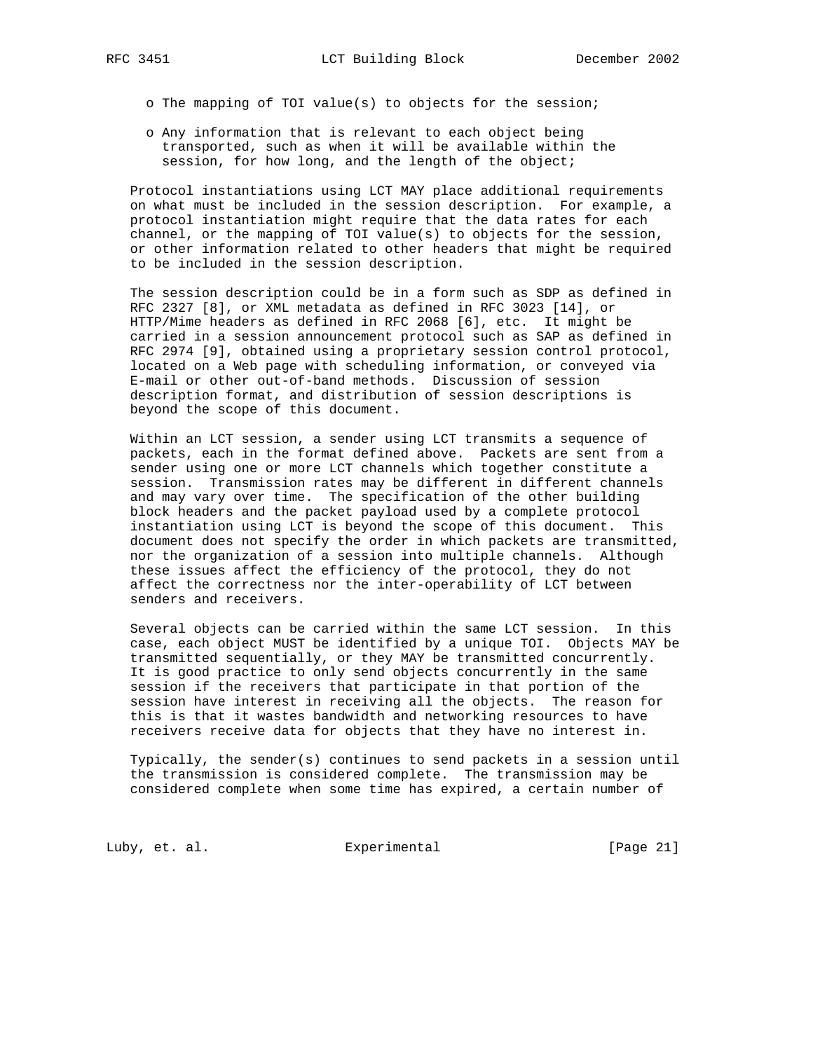- The mapping of TOI value(s) to objects for the session;
- Any information that is relevant to each object being transported, such as when it will be available within the session, for how long, and the length of the object;

Protocol instantiations using LCT MAY place additional requirements on what must be included in the session description. For example, a protocol instantiation might require that the data rates for each channel, or the mapping of TOI value(s) to objects for the session, or other information related to other headers that might be required to be included in the session description.

The session description could be in a form such as SDP as defined in RFC 2327 [8], or XML metadata as defined in RFC 3023 [14], or HTTP/Mime headers as defined in RFC 2068 [6], etc. It might be carried in a session announcement protocol such as SAP as defined in RFC 2974 [9], obtained using a proprietary session control protocol, located on a Web page with scheduling information, or conveyed via E-mail or other out-of-band methods. Discussion of session description format, and distribution of session descriptions is beyond the scope of this document.

Within an LCT session, a sender using LCT transmits a sequence of packets, each in the format defined above. Packets are sent from a sender using one or more LCT channels which together constitute a session. Transmission rates may be different in different channels and may vary over time. The specification of the other building block headers and the packet payload used by a complete protocol instantiation using LCT is beyond the scope of this document. This document does not specify the order in which packets are transmitted, nor the organization of a session into multiple channels. Although these issues affect the efficiency of the protocol, they do not affect the correctness nor the inter-operability of LCT between senders and receivers.

Several objects can be carried within the same LCT session. In this case, each object MUST be identified by a unique TOI. Objects MAY be transmitted sequentially, or they MAY be transmitted concurrently. It is good practice to only send objects concurrently in the same session if the receivers that participate in that portion of the session have interest in receiving all the objects. The reason for this is that it wastes bandwidth and networking resources to have receivers receive data for objects that they have no interest in.

Typically, the sender(s) continues to send packets in a session until the transmission is considered complete. The transmission may be considered complete when some time has expired, a certain number of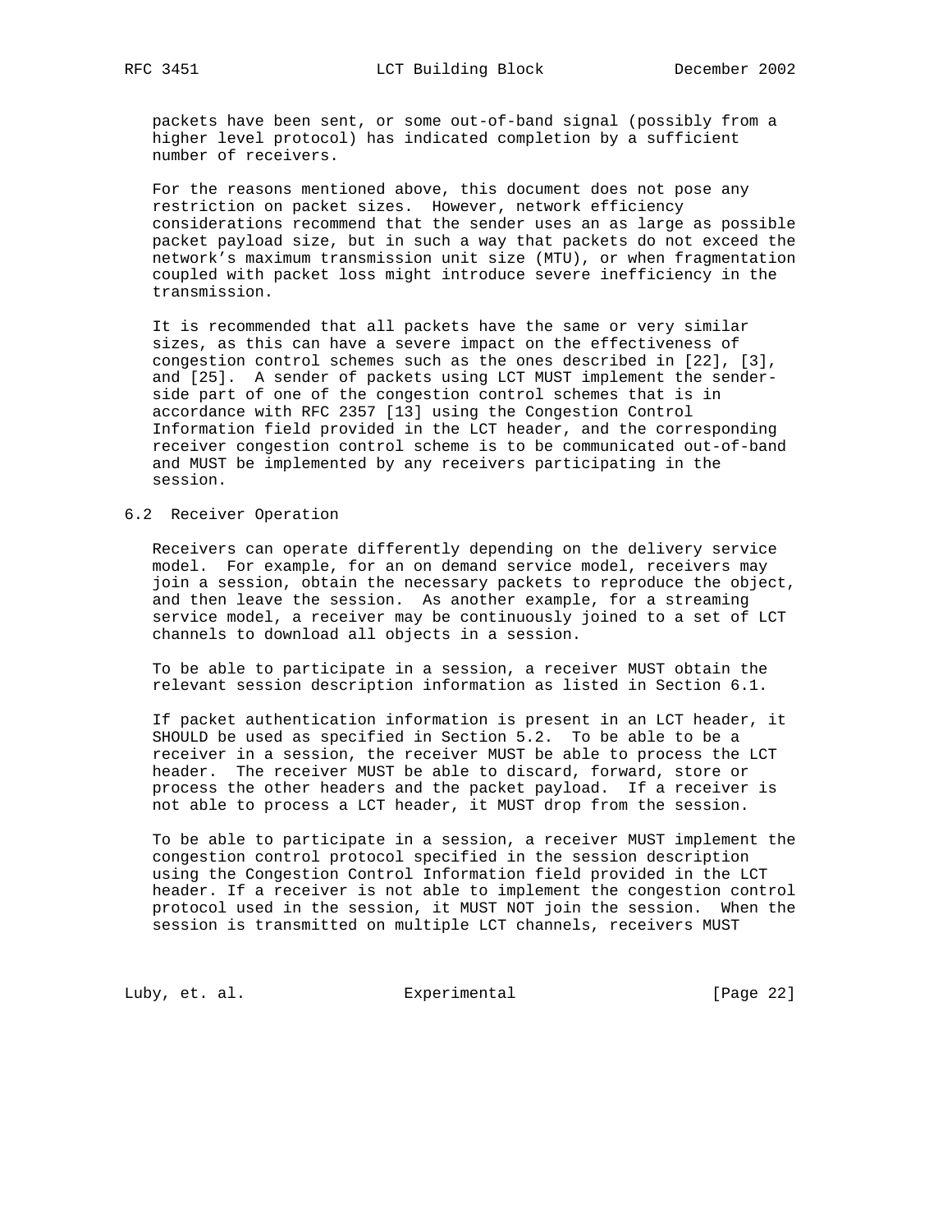packets have been sent, or some out-of-band signal (possibly from a higher level protocol) has indicated completion by a sufficient number of receivers.

For the reasons mentioned above, this document does not pose any restriction on packet sizes. However, network efficiency considerations recommend that the sender uses an as large as possible packet payload size, but in such a way that packets do not exceed the network's maximum transmission unit size (MTU), or when fragmentation coupled with packet loss might introduce severe inefficiency in the transmission.

It is recommended that all packets have the same or very similar sizes, as this can have a severe impact on the effectiveness of congestion control schemes such as the ones described in [22], [3], and [25]. A sender of packets using LCT MUST implement the sender-side part of one of the congestion control schemes that is in accordance with RFC 2357 [13] using the Congestion Control Information field provided in the LCT header, and the corresponding receiver congestion control scheme is to be communicated out-of-band and MUST be implemented by any receivers participating in the session.

## 6.2 Receiver Operation

Receivers can operate differently depending on the delivery service model. For example, for an on demand service model, receivers may join a session, obtain the necessary packets to reproduce the object, and then leave the session. As another example, for a streaming service model, a receiver may be continuously joined to a set of LCT channels to download all objects in a session.

To be able to participate in a session, a receiver MUST obtain the relevant session description information as listed in Section 6.1.

If packet authentication information is present in an LCT header, it SHOULD be used as specified in Section 5.2. To be able to be a receiver in a session, the receiver MUST be able to process the LCT header. The receiver MUST be able to discard, forward, store or process the other headers and the packet payload. If a receiver is not able to process a LCT header, it MUST drop from the session.

To be able to participate in a session, a receiver MUST implement the congestion control protocol specified in the session description using the Congestion Control Information field provided in the LCT header. If a receiver is not able to implement the congestion control protocol used in the session, it MUST NOT join the session. When the session is transmitted on multiple LCT channels, receivers MUST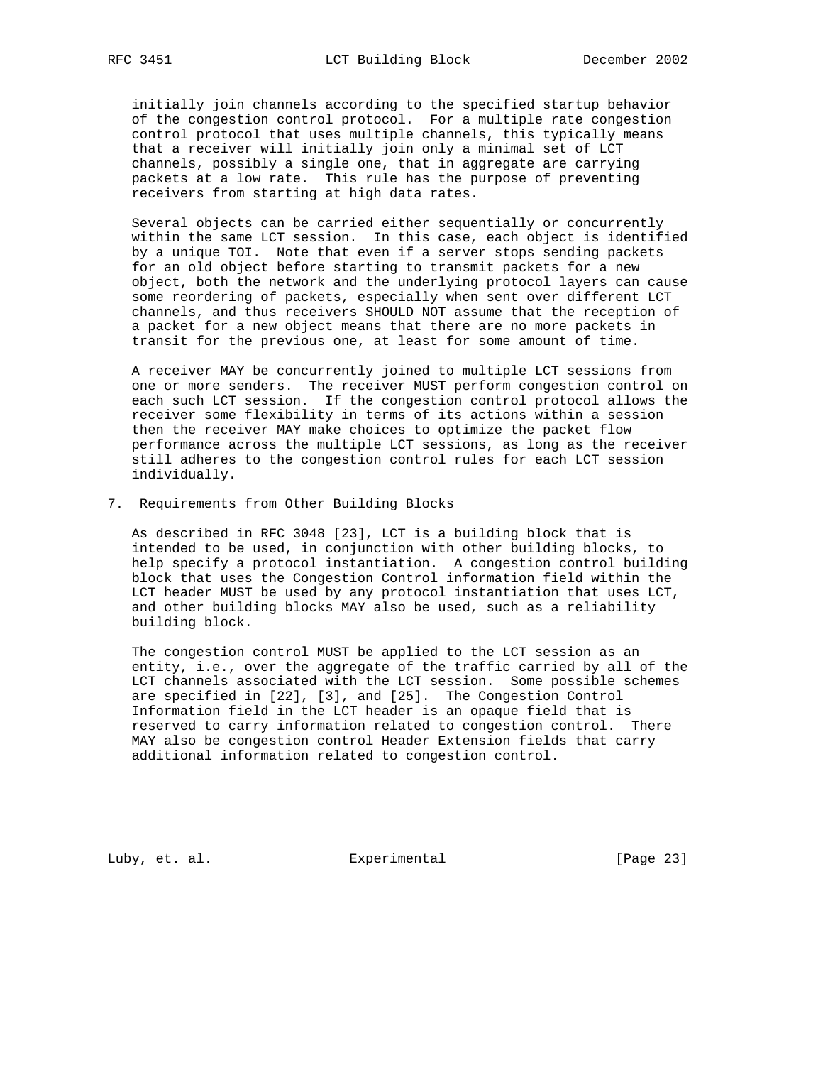initially join channels according to the specified startup behavior of the congestion control protocol. For a multiple rate congestion control protocol that uses multiple channels, this typically means that a receiver will initially join only a minimal set of LCT channels, possibly a single one, that in aggregate are carrying packets at a low rate. This rule has the purpose of preventing receivers from starting at high data rates.

Several objects can be carried either sequentially or concurrently within the same LCT session. In this case, each object is identified by a unique TOI. Note that even if a server stops sending packets for an old object before starting to transmit packets for a new object, both the network and the underlying protocol layers can cause some reordering of packets, especially when sent over different LCT channels, and thus receivers SHOULD NOT assume that the reception of a packet for a new object means that there are no more packets in transit for the previous one, at least for some amount of time.

A receiver MAY be concurrently joined to multiple LCT sessions from one or more senders. The receiver MUST perform congestion control on each such LCT session. If the congestion control protocol allows the receiver some flexibility in terms of its actions within a session then the receiver MAY make choices to optimize the packet flow performance across the multiple LCT sessions, as long as the receiver still adheres to the congestion control rules for each LCT session individually.

## 7. Requirements from Other Building Blocks

As described in RFC 3048 [23], LCT is a building block that is intended to be used, in conjunction with other building blocks, to help specify a protocol instantiation. A congestion control building block that uses the Congestion Control information field within the LCT header MUST be used by any protocol instantiation that uses LCT, and other building blocks MAY also be used, such as a reliability building block.

The congestion control MUST be applied to the LCT session as an entity, i.e., over the aggregate of the traffic carried by all of the LCT channels associated with the LCT session. Some possible schemes are specified in [22], [3], and [25]. The Congestion Control Information field in the LCT header is an opaque field that is reserved to carry information related to congestion control. There MAY also be congestion control Header Extension fields that carry additional information related to congestion control.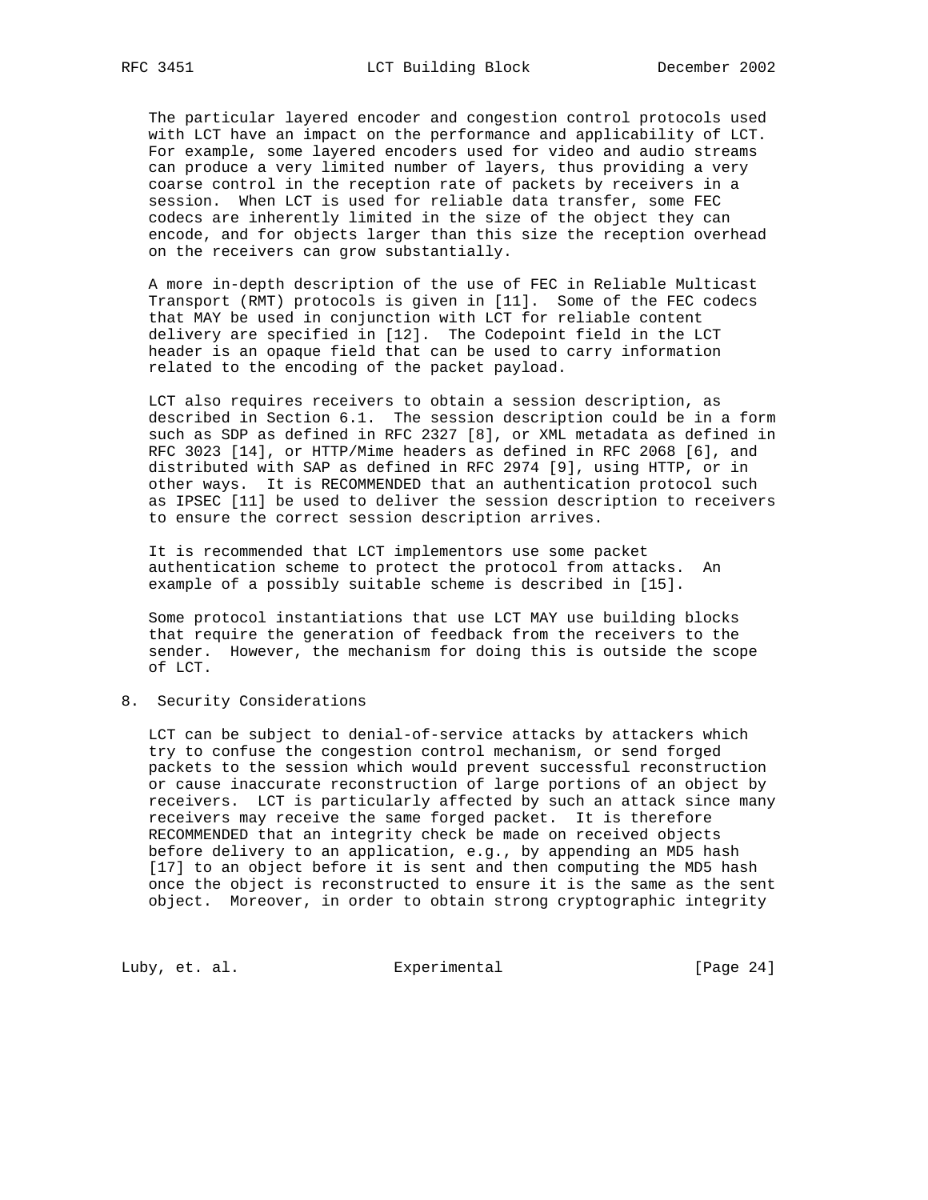The particular layered encoder and congestion control protocols used with LCT have an impact on the performance and applicability of LCT. For example, some layered encoders used for video and audio streams can produce a very limited number of layers, thus providing a very coarse control in the reception rate of packets by receivers in a session. When LCT is used for reliable data transfer, some FEC codecs are inherently limited in the size of the object they can encode, and for objects larger than this size the reception overhead on the receivers can grow substantially.

A more in-depth description of the use of FEC in Reliable Multicast Transport (RMT) protocols is given in [11]. Some of the FEC codecs that MAY be used in conjunction with LCT for reliable content delivery are specified in [12]. The Codepoint field in the LCT header is an opaque field that can be used to carry information related to the encoding of the packet payload.

LCT also requires receivers to obtain a session description, as described in Section 6.1. The session description could be in a form such as SDP as defined in RFC 2327 [8], or XML metadata as defined in RFC 3023 [14], or HTTP/Mime headers as defined in RFC 2068 [6], and distributed with SAP as defined in RFC 2974 [9], using HTTP, or in other ways. It is RECOMMENDED that an authentication protocol such as IPSEC [11] be used to deliver the session description to receivers to ensure the correct session description arrives.

It is recommended that LCT implementors use some packet authentication scheme to protect the protocol from attacks. An example of a possibly suitable scheme is described in [15].

Some protocol instantiations that use LCT MAY use building blocks that require the generation of feedback from the receivers to the sender. However, the mechanism for doing this is outside the scope of LCT.

## 8. Security Considerations

LCT can be subject to denial-of-service attacks by attackers which try to confuse the congestion control mechanism, or send forged packets to the session which would prevent successful reconstruction or cause inaccurate reconstruction of large portions of an object by receivers. LCT is particularly affected by such an attack since many receivers may receive the same forged packet. It is therefore RECOMMENDED that an integrity check be made on received objects before delivery to an application, e.g., by appending an MD5 hash [17] to an object before it is sent and then computing the MD5 hash once the object is reconstructed to ensure it is the same as the sent object. Moreover, in order to obtain strong cryptographic integrity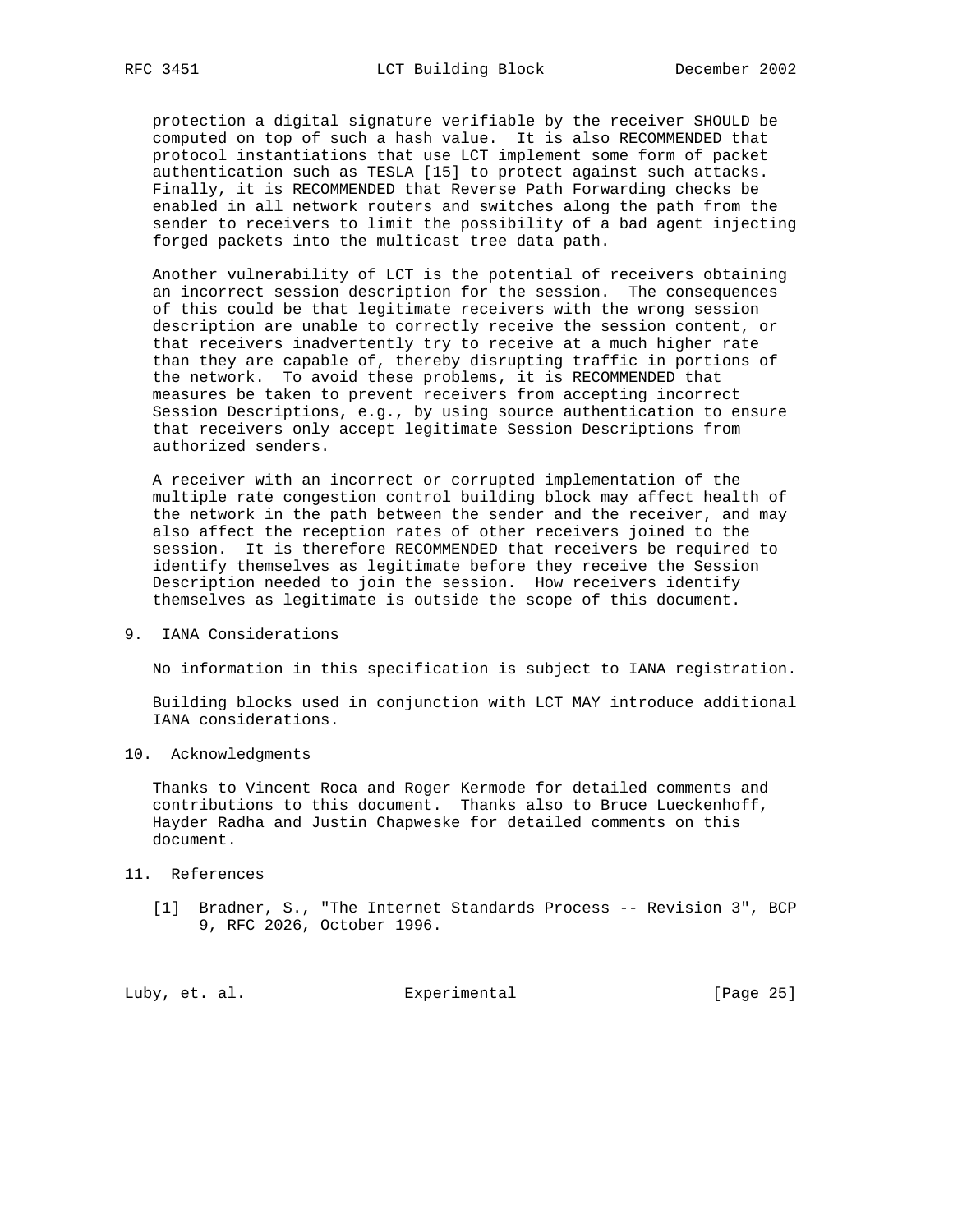protection a digital signature verifiable by the receiver SHOULD be computed on top of such a hash value. It is also RECOMMENDED that protocol instantiations that use LCT implement some form of packet authentication such as TESLA [15] to protect against such attacks. Finally, it is RECOMMENDED that Reverse Path Forwarding checks be enabled in all network routers and switches along the path from the sender to receivers to limit the possibility of a bad agent injecting forged packets into the multicast tree data path.

Another vulnerability of LCT is the potential of receivers obtaining an incorrect session description for the session. The consequences of this could be that legitimate receivers with the wrong session description are unable to correctly receive the session content, or that receivers inadvertently try to receive at a much higher rate than they are capable of, thereby disrupting traffic in portions of the network. To avoid these problems, it is RECOMMENDED that measures be taken to prevent receivers from accepting incorrect Session Descriptions, e.g., by using source authentication to ensure that receivers only accept legitimate Session Descriptions from authorized senders.

A receiver with an incorrect or corrupted implementation of the multiple rate congestion control building block may affect health of the network in the path between the sender and the receiver, and may also affect the reception rates of other receivers joined to the session. It is therefore RECOMMENDED that receivers be required to identify themselves as legitimate before they receive the Session Description needed to join the session. How receivers identify themselves as legitimate is outside the scope of this document.

## 9. IANA Considerations

No information in this specification is subject to IANA registration.

Building blocks used in conjunction with LCT MAY introduce additional IANA considerations.

## 10. Acknowledgments

Thanks to Vincent Roca and Roger Kermode for detailed comments and contributions to this document. Thanks also to Bruce Lueckenhoff, Hayder Radha and Justin Chapweske for detailed comments on this document.

## 11. References

[1] Bradner, S., "The Internet Standards Process -- Revision 3", BCP 9, RFC 2026, October 1996.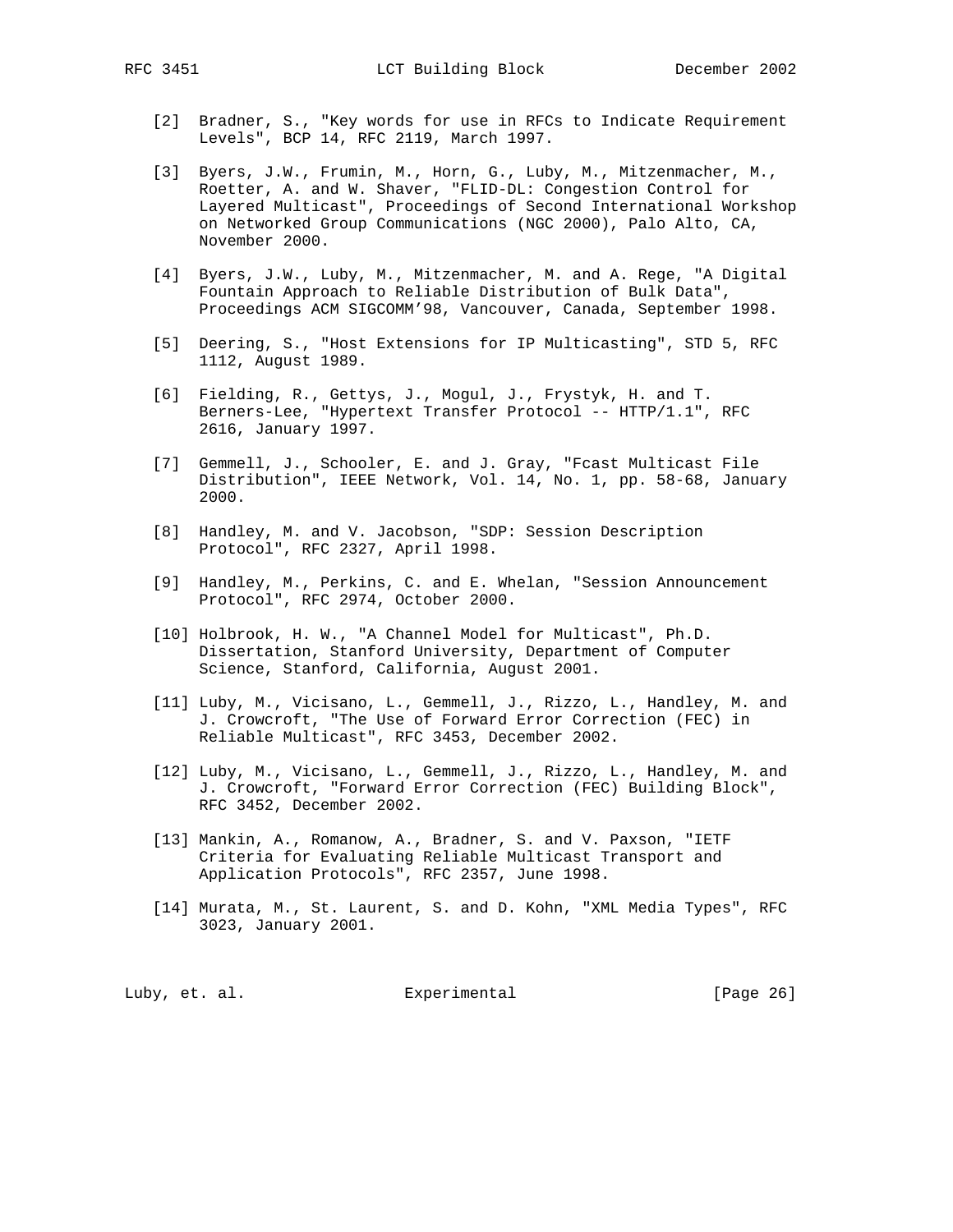[2] Bradner, S., "Key words for use in RFCs to Indicate Requirement Levels", BCP 14, RFC 2119, March 1997.

[3] Byers, J.W., Frumin, M., Horn, G., Luby, M., Mitzenmacher, M., Roetter, A. and W. Shaver, "FLID-DL: Congestion Control for Layered Multicast", Proceedings of Second International Workshop on Networked Group Communications (NGC 2000), Palo Alto, CA, November 2000.

[4] Byers, J.W., Luby, M., Mitzenmacher, M. and A. Rege, "A Digital Fountain Approach to Reliable Distribution of Bulk Data", Proceedings ACM SIGCOMM'98, Vancouver, Canada, September 1998.

[5] Deering, S., "Host Extensions for IP Multicasting", STD 5, RFC 1112, August 1989.

[6] Fielding, R., Gettys, J., Mogul, J., Frystyk, H. and T. Berners-Lee, "Hypertext Transfer Protocol -- HTTP/1.1", RFC 2616, January 1997.

[7] Gemmell, J., Schooler, E. and J. Gray, "Fcast Multicast File Distribution", IEEE Network, Vol. 14, No. 1, pp. 58-68, January 2000.

[8] Handley, M. and V. Jacobson, "SDP: Session Description Protocol", RFC 2327, April 1998.

[9] Handley, M., Perkins, C. and E. Whelan, "Session Announcement Protocol", RFC 2974, October 2000.

[10] Holbrook, H. W., "A Channel Model for Multicast", Ph.D. Dissertation, Stanford University, Department of Computer Science, Stanford, California, August 2001.

[11] Luby, M., Vicisano, L., Gemmell, J., Rizzo, L., Handley, M. and J. Crowcroft, "The Use of Forward Error Correction (FEC) in Reliable Multicast", RFC 3453, December 2002.

[12] Luby, M., Vicisano, L., Gemmell, J., Rizzo, L., Handley, M. and J. Crowcroft, "Forward Error Correction (FEC) Building Block", RFC 3452, December 2002.

[13] Mankin, A., Romanow, A., Bradner, S. and V. Paxson, "IETF Criteria for Evaluating Reliable Multicast Transport and Application Protocols", RFC 2357, June 1998.

[14] Murata, M., St. Laurent, S. and D. Kohn, "XML Media Types", RFC 3023, January 2001.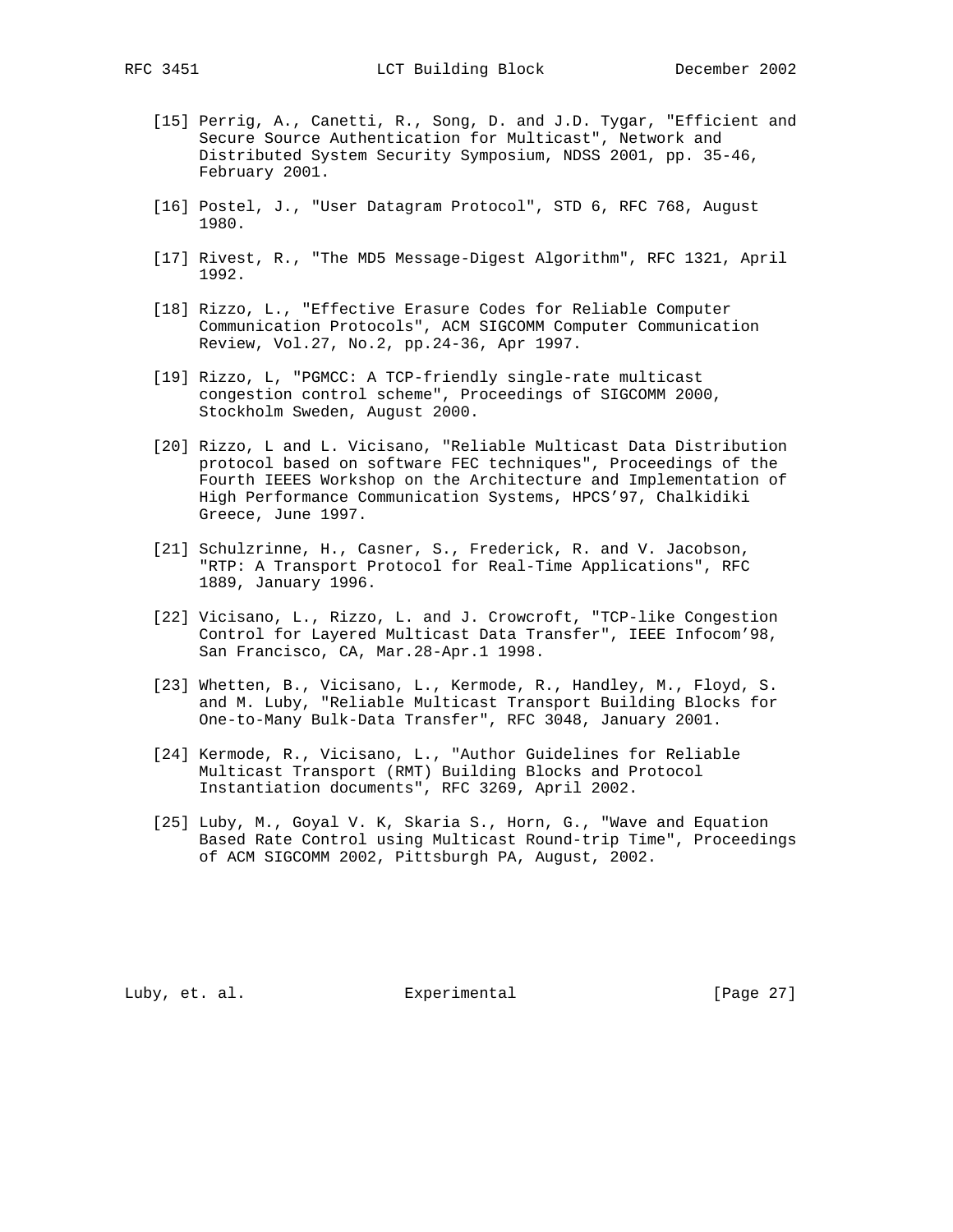[15] Perrig, A., Canetti, R., Song, D. and J.D. Tygar, "Efficient and Secure Source Authentication for Multicast", Network and Distributed System Security Symposium, NDSS 2001, pp. 35-46, February 2001.

[16] Postel, J., "User Datagram Protocol", STD 6, RFC 768, August 1980.

[17] Rivest, R., "The MD5 Message-Digest Algorithm", RFC 1321, April 1992.

[18] Rizzo, L., "Effective Erasure Codes for Reliable Computer Communication Protocols", ACM SIGCOMM Computer Communication Review, Vol.27, No.2, pp.24-36, Apr 1997.

[19] Rizzo, L, "PGMCC: A TCP-friendly single-rate multicast congestion control scheme", Proceedings of SIGCOMM 2000, Stockholm Sweden, August 2000.

[20] Rizzo, L and L. Vicisano, "Reliable Multicast Data Distribution protocol based on software FEC techniques", Proceedings of the Fourth IEEES Workshop on the Architecture and Implementation of High Performance Communication Systems, HPCS’97, Chalkidiki Greece, June 1997.

[21] Schulzrinne, H., Casner, S., Frederick, R. and V. Jacobson, "RTP: A Transport Protocol for Real-Time Applications", RFC 1889, January 1996.

[22] Vicisano, L., Rizzo, L. and J. Crowcroft, "TCP-like Congestion Control for Layered Multicast Data Transfer", IEEE Infocom’98, San Francisco, CA, Mar.28-Apr.1 1998.

[23] Whetten, B., Vicisano, L., Kermode, R., Handley, M., Floyd, S. and M. Luby, "Reliable Multicast Transport Building Blocks for One-to-Many Bulk-Data Transfer", RFC 3048, January 2001.

[24] Kermode, R., Vicisano, L., "Author Guidelines for Reliable Multicast Transport (RMT) Building Blocks and Protocol Instantiation documents", RFC 3269, April 2002.

[25] Luby, M., Goyal V. K, Skaria S., Horn, G., "Wave and Equation Based Rate Control using Multicast Round-trip Time", Proceedings of ACM SIGCOMM 2002, Pittsburgh PA, August, 2002.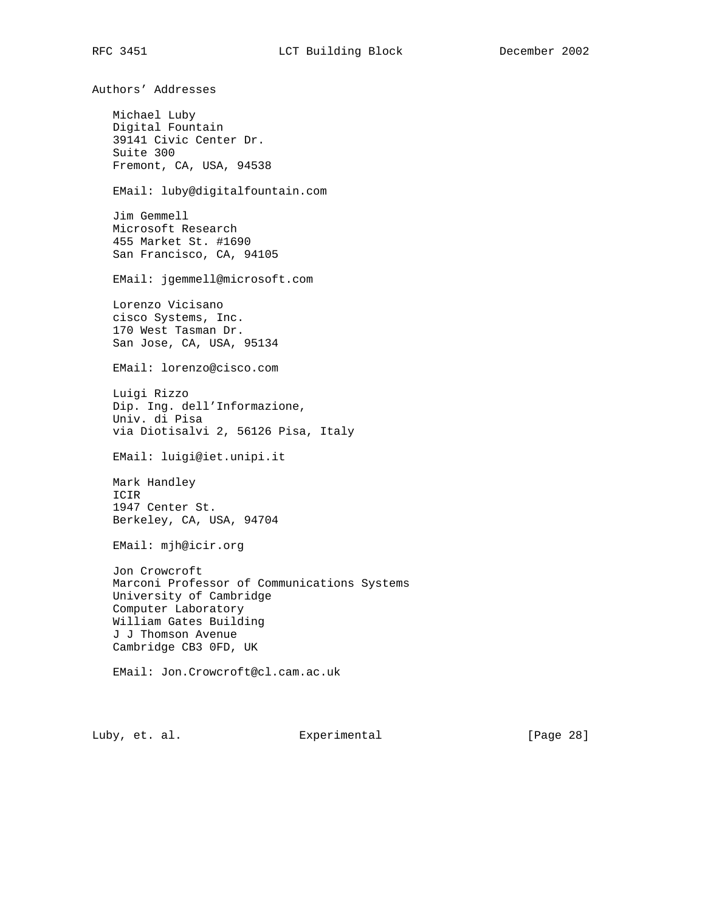## Authors' Addresses

Michael Luby
Digital Fountain
39141 Civic Center Dr.
Suite 300
Fremont, CA, USA, 94538

EMail: luby@digitalfountain.com

Jim Gemmell
Microsoft Research
455 Market St. #1690
San Francisco, CA, 94105

EMail: jgemmell@microsoft.com

Lorenzo Vicisano
cisco Systems, Inc.
170 West Tasman Dr.
San Jose, CA, USA, 95134

EMail: lorenzo@cisco.com

Luigi Rizzo
Dip. Ing. dell'Informazione,
Univ. di Pisa
via Diotisalvi 2, 56126 Pisa, Italy

EMail: luigi@iet.unipi.it

Mark Handley
ICIR
1947 Center St.
Berkeley, CA, USA, 94704

EMail: mjh@icir.org

Jon Crowcroft
Marconi Professor of Communications Systems
University of Cambridge
Computer Laboratory
William Gates Building
J J Thomson Avenue
Cambridge CB3 0FD, UK

EMail: Jon.Crowcroft@cl.cam.ac.uk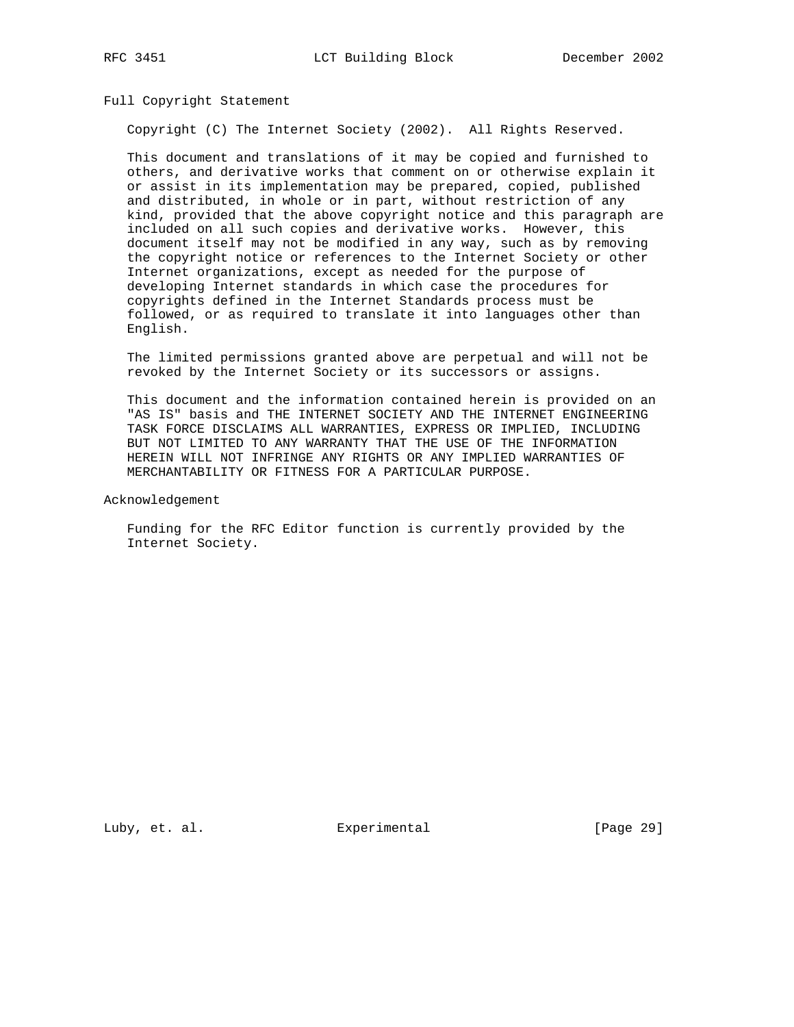## Full Copyright Statement

Copyright (C) The Internet Society (2002). All Rights Reserved.

This document and translations of it may be copied and furnished to others, and derivative works that comment on or otherwise explain it or assist in its implementation may be prepared, copied, published and distributed, in whole or in part, without restriction of any kind, provided that the above copyright notice and this paragraph are included on all such copies and derivative works. However, this document itself may not be modified in any way, such as by removing the copyright notice or references to the Internet Society or other Internet organizations, except as needed for the purpose of developing Internet standards in which case the procedures for copyrights defined in the Internet Standards process must be followed, or as required to translate it into languages other than English.

The limited permissions granted above are perpetual and will not be revoked by the Internet Society or its successors or assigns.

This document and the information contained herein is provided on an "AS IS" basis and THE INTERNET SOCIETY AND THE INTERNET ENGINEERING TASK FORCE DISCLAIMS ALL WARRANTIES, EXPRESS OR IMPLIED, INCLUDING BUT NOT LIMITED TO ANY WARRANTY THAT THE USE OF THE INFORMATION HEREIN WILL NOT INFRINGE ANY RIGHTS OR ANY IMPLIED WARRANTIES OF MERCHANTABILITY OR FITNESS FOR A PARTICULAR PURPOSE.

## Acknowledgement

Funding for the RFC Editor function is currently provided by the Internet Society.